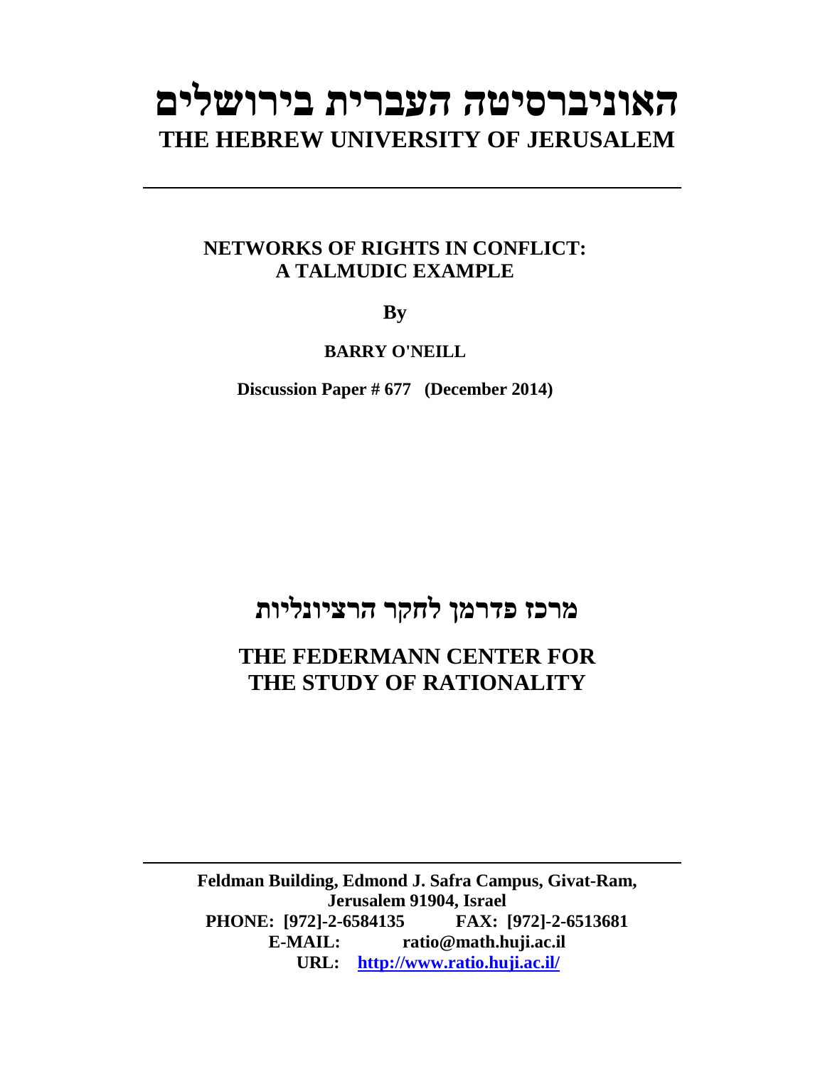# האוניברסיטה העברית בירושלים

# THE HEBREW UNIVERSITY OF JERUSALEM

---

## NETWORKS OF RIGHTS IN CONFLICT: A TALMUDIC EXAMPLE

**By**

**BARRY O'NEILL**

**Discussion Paper # 677 (December 2014)**

## מרכז פדרמן לחקר הרציונליות

## THE FEDERMANN CENTER FOR THE STUDY OF RATIONALITY

---

**Feldman Building, Edmond J. Safra Campus, Givat-Ram, Jerusalem 91904, Israel**
**PHONE: [972]-2-6584135 FAX: [972]-2-6513681**
**E-MAIL: ratio@math.huji.ac.il**
**URL: http://www.ratio.huji.ac.il/**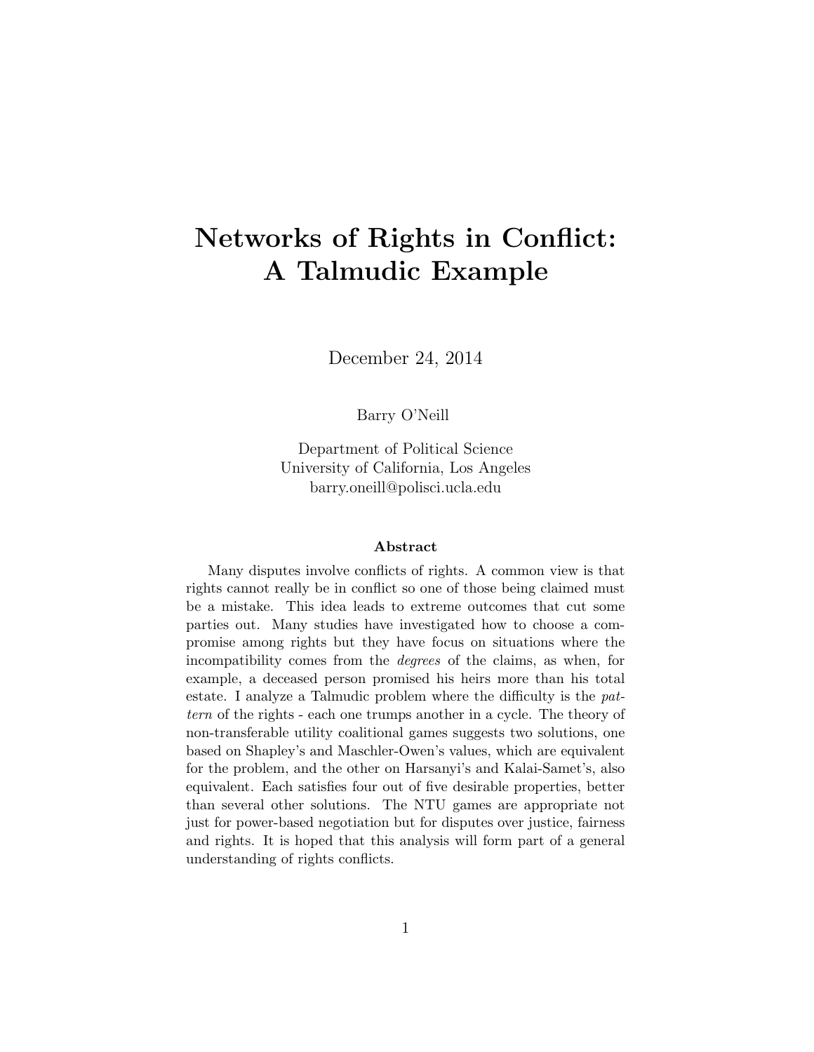# Networks of Rights in Conflict: A Talmudic Example

December 24, 2014

Barry O'Neill

Department of Political Science
University of California, Los Angeles
barry.oneill@polisci.ucla.edu

### Abstract

Many disputes involve conflicts of rights. A common view is that rights cannot really be in conflict so one of those being claimed must be a mistake. This idea leads to extreme outcomes that cut some parties out. Many studies have investigated how to choose a compromise among rights but they have focus on situations where the incompatibility comes from the *degrees* of the claims, as when, for example, a deceased person promised his heirs more than his total estate. I analyze a Talmudic problem where the difficulty is the *pattern* of the rights - each one trumps another in a cycle. The theory of non-transferable utility coalitional games suggests two solutions, one based on Shapley's and Maschler-Owen's values, which are equivalent for the problem, and the other on Harsanyi's and Kalai-Samet's, also equivalent. Each satisfies four out of five desirable properties, better than several other solutions. The NTU games are appropriate not just for power-based negotiation but for disputes over justice, fairness and rights. It is hoped that this analysis will form part of a general understanding of rights conflicts.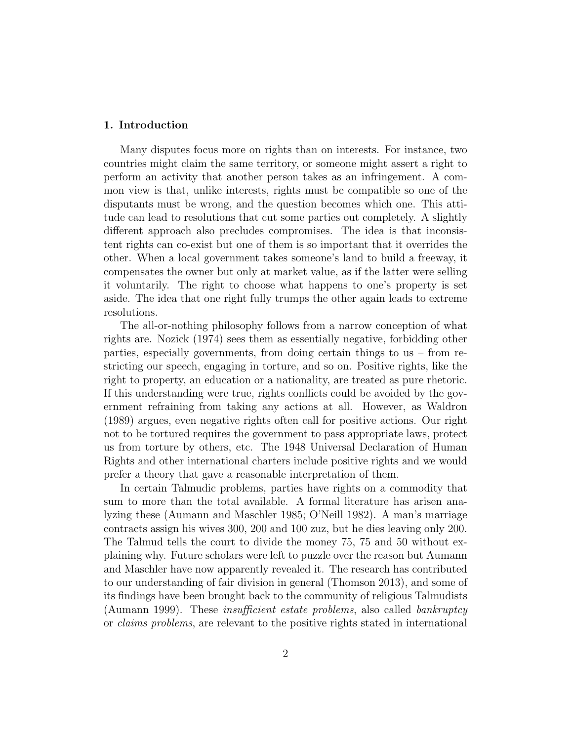## 1. Introduction

Many disputes focus more on rights than on interests. For instance, two countries might claim the same territory, or someone might assert a right to perform an activity that another person takes as an infringement. A common view is that, unlike interests, rights must be compatible so one of the disputants must be wrong, and the question becomes which one. This attitude can lead to resolutions that cut some parties out completely. A slightly different approach also precludes compromises. The idea is that inconsistent rights can co-exist but one of them is so important that it overrides the other. When a local government takes someone's land to build a freeway, it compensates the owner but only at market value, as if the latter were selling it voluntarily. The right to choose what happens to one's property is set aside. The idea that one right fully trumps the other again leads to extreme resolutions.

The all-or-nothing philosophy follows from a narrow conception of what rights are. Nozick (1974) sees them as essentially negative, forbidding other parties, especially governments, from doing certain things to us – from restricting our speech, engaging in torture, and so on. Positive rights, like the right to property, an education or a nationality, are treated as pure rhetoric. If this understanding were true, rights conflicts could be avoided by the government refraining from taking any actions at all. However, as Waldron (1989) argues, even negative rights often call for positive actions. Our right not to be tortured requires the government to pass appropriate laws, protect us from torture by others, etc. The 1948 Universal Declaration of Human Rights and other international charters include positive rights and we would prefer a theory that gave a reasonable interpretation of them.

In certain Talmudic problems, parties have rights on a commodity that sum to more than the total available. A formal literature has arisen analyzing these (Aumann and Maschler 1985; O'Neill 1982). A man's marriage contracts assign his wives 300, 200 and 100 zuz, but he dies leaving only 200. The Talmud tells the court to divide the money 75, 75 and 50 without explaining why. Future scholars were left to puzzle over the reason but Aumann and Maschler have now apparently revealed it. The research has contributed to our understanding of fair division in general (Thomson 2013), and some of its findings have been brought back to the community of religious Talmudists (Aumann 1999). These *insufficient estate problems*, also called *bankruptcy* or *claims problems*, are relevant to the positive rights stated in international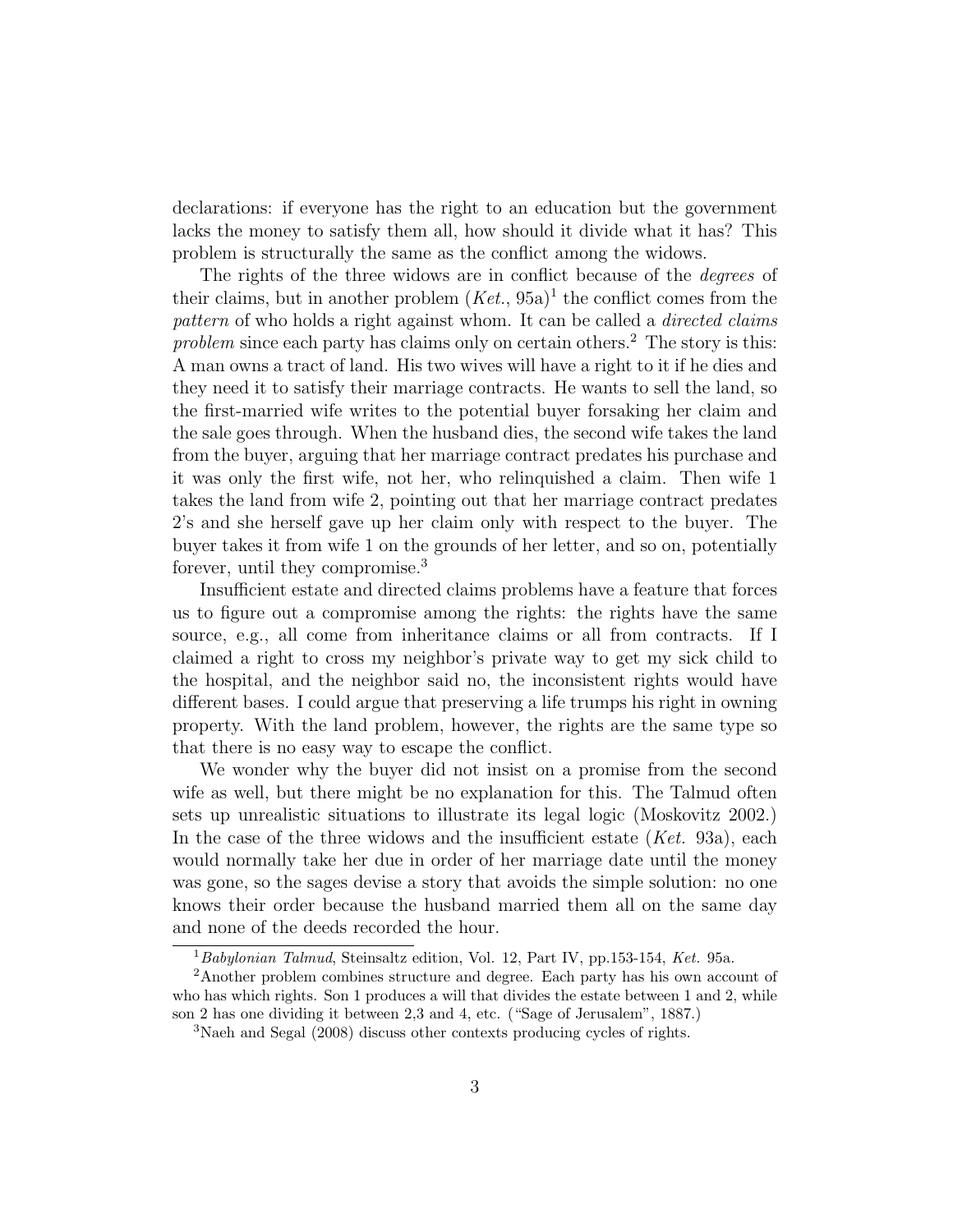declarations: if everyone has the right to an education but the government lacks the money to satisfy them all, how should it divide what it has? This problem is structurally the same as the conflict among the widows.

The rights of the three widows are in conflict because of the *degrees* of their claims, but in another problem (*Ket.*, 95a)[1] the conflict comes from the *pattern* of who holds a right against whom. It can be called a *directed claims problem* since each party has claims only on certain others.[2] The story is this: A man owns a tract of land. His two wives will have a right to it if he dies and they need it to satisfy their marriage contracts. He wants to sell the land, so the first-married wife writes to the potential buyer forsaking her claim and the sale goes through. When the husband dies, the second wife takes the land from the buyer, arguing that her marriage contract predates his purchase and it was only the first wife, not her, who relinquished a claim. Then wife 1 takes the land from wife 2, pointing out that her marriage contract predates 2's and she herself gave up her claim only with respect to the buyer. The buyer takes it from wife 1 on the grounds of her letter, and so on, potentially forever, until they compromise.[3]

Insufficient estate and directed claims problems have a feature that forces us to figure out a compromise among the rights: the rights have the same source, e.g., all come from inheritance claims or all from contracts. If I claimed a right to cross my neighbor's private way to get my sick child to the hospital, and the neighbor said no, the inconsistent rights would have different bases. I could argue that preserving a life trumps his right in owning property. With the land problem, however, the rights are the same type so that there is no easy way to escape the conflict.

We wonder why the buyer did not insist on a promise from the second wife as well, but there might be no explanation for this. The Talmud often sets up unrealistic situations to illustrate its legal logic (Moskovitz 2002.) In the case of the three widows and the insufficient estate (*Ket.* 93a), each would normally take her due in order of her marriage date until the money was gone, so the sages devise a story that avoids the simple solution: no one knows their order because the husband married them all on the same day and none of the deeds recorded the hour.

---

[1] *Babylonian Talmud*, Steinsaltz edition, Vol. 12, Part IV, pp.153-154, *Ket.* 95a.

[2] Another problem combines structure and degree. Each party has his own account of who has which rights. Son 1 produces a will that divides the estate between 1 and 2, while son 2 has one dividing it between 2,3 and 4, etc. ("Sage of Jerusalem", 1887.)

[3] Naeh and Segal (2008) discuss other contexts producing cycles of rights.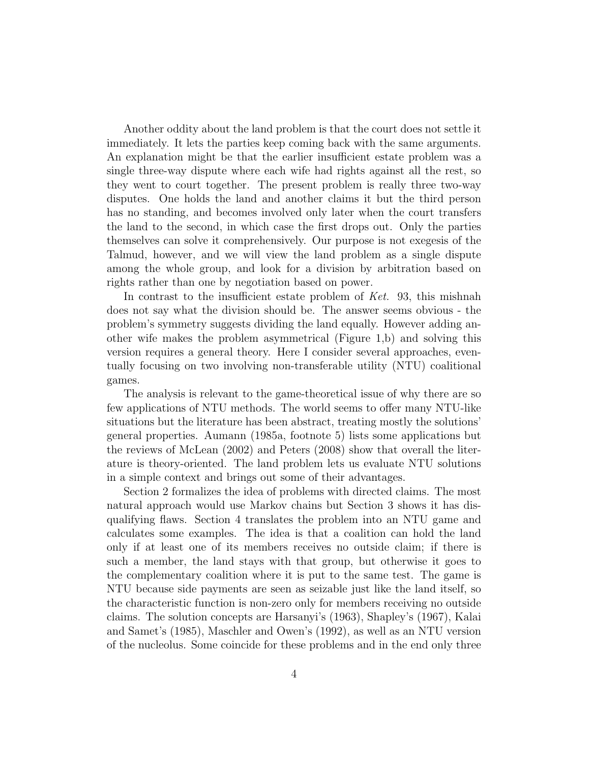Another oddity about the land problem is that the court does not settle it immediately. It lets the parties keep coming back with the same arguments. An explanation might be that the earlier insufficient estate problem was a single three-way dispute where each wife had rights against all the rest, so they went to court together. The present problem is really three two-way disputes. One holds the land and another claims it but the third person has no standing, and becomes involved only later when the court transfers the land to the second, in which case the first drops out. Only the parties themselves can solve it comprehensively. Our purpose is not exegesis of the Talmud, however, and we will view the land problem as a single dispute among the whole group, and look for a division by arbitration based on rights rather than one by negotiation based on power.

In contrast to the insufficient estate problem of *Ket.* 93, this mishnah does not say what the division should be. The answer seems obvious - the problem's symmetry suggests dividing the land equally. However adding another wife makes the problem asymmetrical (Figure 1,b) and solving this version requires a general theory. Here I consider several approaches, eventually focusing on two involving non-transferable utility (NTU) coalitional games.

The analysis is relevant to the game-theoretical issue of why there are so few applications of NTU methods. The world seems to offer many NTU-like situations but the literature has been abstract, treating mostly the solutions' general properties. Aumann (1985a, footnote 5) lists some applications but the reviews of McLean (2002) and Peters (2008) show that overall the literature is theory-oriented. The land problem lets us evaluate NTU solutions in a simple context and brings out some of their advantages.

Section 2 formalizes the idea of problems with directed claims. The most natural approach would use Markov chains but Section 3 shows it has disqualifying flaws. Section 4 translates the problem into an NTU game and calculates some examples. The idea is that a coalition can hold the land only if at least one of its members receives no outside claim; if there is such a member, the land stays with that group, but otherwise it goes to the complementary coalition where it is put to the same test. The game is NTU because side payments are seen as seizable just like the land itself, so the characteristic function is non-zero only for members receiving no outside claims. The solution concepts are Harsanyi's (1963), Shapley's (1967), Kalai and Samet's (1985), Maschler and Owen's (1992), as well as an NTU version of the nucleolus. Some coincide for these problems and in the end only three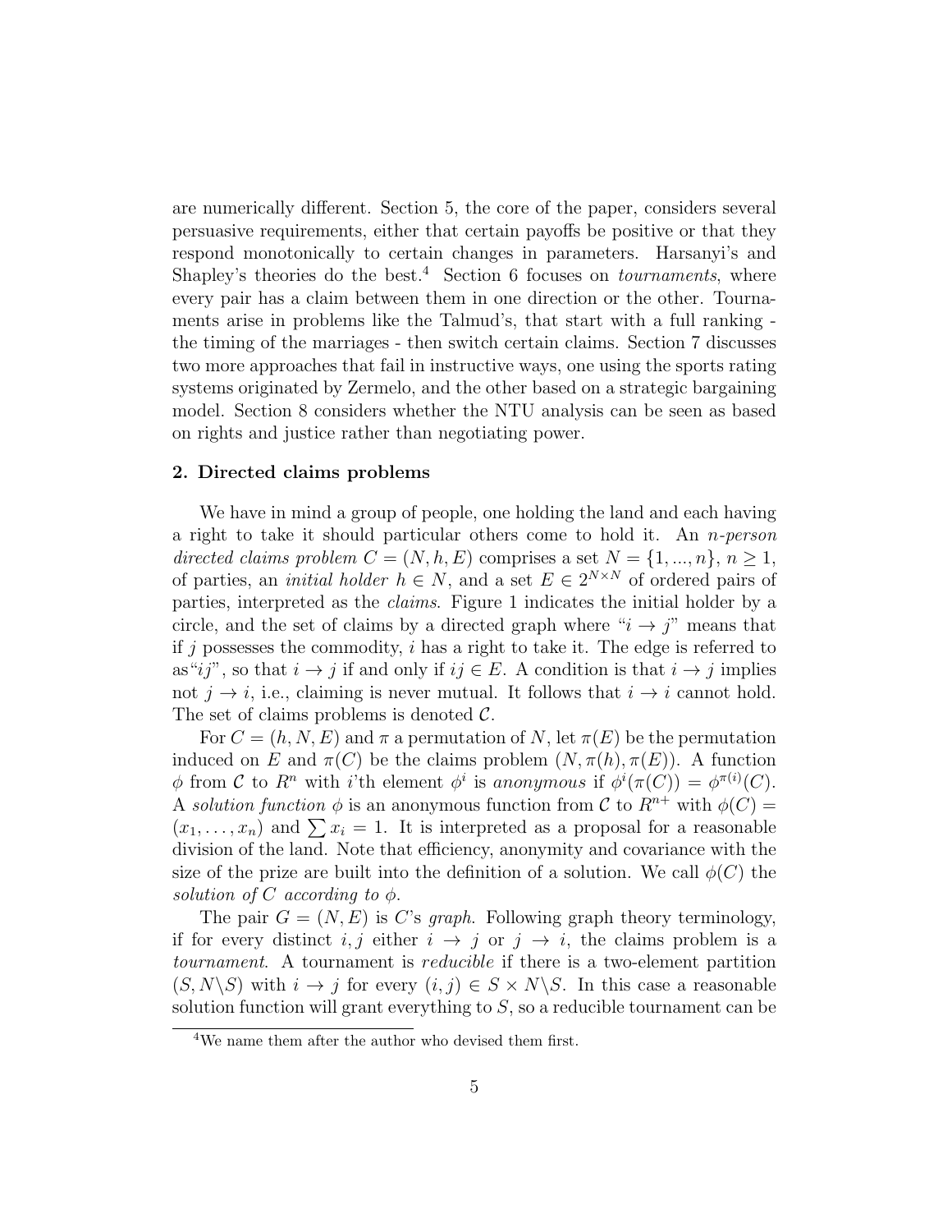are numerically different. Section 5, the core of the paper, considers several persuasive requirements, either that certain payoffs be positive or that they respond monotonically to certain changes in parameters. Harsanyi's and Shapley's theories do the best.[4] Section 6 focuses on *tournaments*, where every pair has a claim between them in one direction or the other. Tournaments arise in problems like the Talmud's, that start with a full ranking - the timing of the marriages - then switch certain claims. Section 7 discusses two more approaches that fail in instructive ways, one using the sports rating systems originated by Zermelo, and the other based on a strategic bargaining model. Section 8 considers whether the NTU analysis can be seen as based on rights and justice rather than negotiating power.

## 2. Directed claims problems

We have in mind a group of people, one holding the land and each having a right to take it should particular others come to hold it. An *n-person directed claims problem* $C = (N, h, E)$ comprises a set $N = \{1, ..., n\}$, $n \geq 1$, of parties, an *initial holder* $h \in N$, and a set $E \in 2^{N \times N}$ of ordered pairs of parties, interpreted as the *claims*. Figure 1 indicates the initial holder by a circle, and the set of claims by a directed graph where "$i \rightarrow j$" means that if $j$ possesses the commodity, $i$ has a right to take it. The edge is referred to as"$ij$", so that $i \rightarrow j$ if and only if $ij \in E$. A condition is that $i \rightarrow j$ implies not $j \rightarrow i$, i.e., claiming is never mutual. It follows that $i \rightarrow i$ cannot hold. The set of claims problems is denoted $\mathcal{C}$.

For $C = (h, N, E)$ and $\pi$ a permutation of $N$, let $\pi(E)$ be the permutation induced on $E$ and $\pi(C)$ be the claims problem $(N, \pi(h), \pi(E))$. A function $\phi$ from $\mathcal{C}$ to $R^n$ with $i$'th element $\phi^i$ is *anonymous* if $\phi^i(\pi(C)) = \phi^{\pi(i)}(C)$. A *solution function* $\phi$ is an anonymous function from $\mathcal{C}$ to $R^{n+}$ with $\phi(C) = (x_1, \ldots, x_n)$ and $\sum x_i = 1$. It is interpreted as a proposal for a reasonable division of the land. Note that efficiency, anonymity and covariance with the size of the prize are built into the definition of a solution. We call $\phi(C)$ the *solution of $C$ according to $\phi$*.

The pair $G = (N, E)$ is $C$'s *graph*. Following graph theory terminology, if for every distinct $i, j$ either $i \rightarrow j$ or $j \rightarrow i$, the claims problem is a *tournament*. A tournament is *reducible* if there is a two-element partition $(S, N \backslash S)$ with $i \rightarrow j$ for every $(i, j) \in S \times N \backslash S$. In this case a reasonable solution function will grant everything to $S$, so a reducible tournament can be

[4] We name them after the author who devised them first.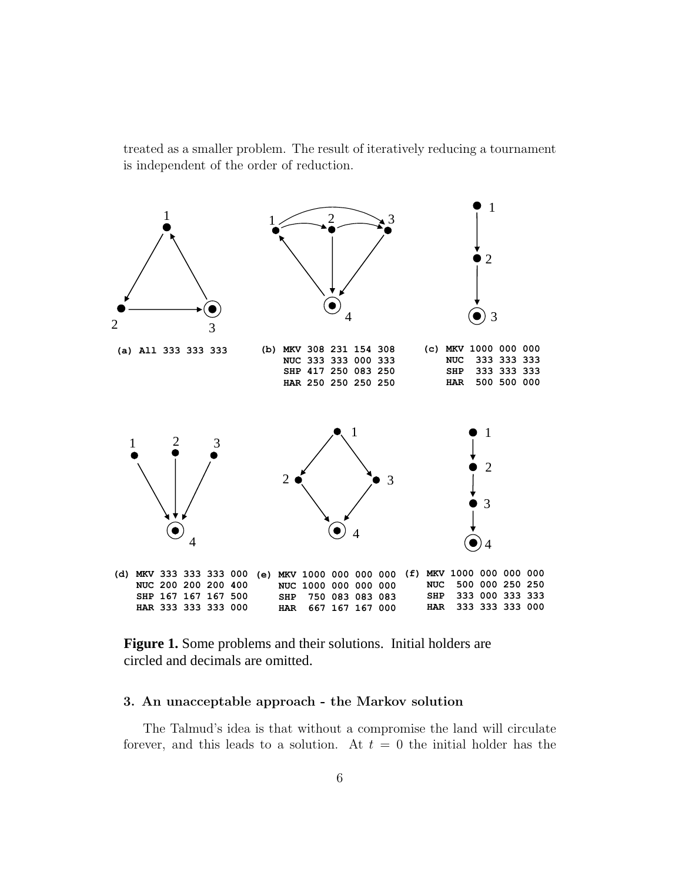treated as a smaller problem. The result of iteratively reducing a tournament is independent of the order of reduction.

```
(a) All 333 333 333

(b) MKV 308 231 154 308
    NUC 333 333 000 333
    SHP 417 250 083 250
    HAR 250 250 250 250

(c) MKV 1000 000 000
    NUC  333 333 333
    SHP  333 333 333
    HAR  500 500 000

(d) MKV 333 333 333 000
    NUC 200 200 200 400
    SHP 167 167 167 500
    HAR 333 333 333 000

(e) MKV 1000 000 000 000
    NUC 1000 000 000 000
    SHP  750 083 083 083
    HAR  667 167 167 000

(f) MKV 1000 000 000 000
    NUC  500 000 250 250
    SHP  333 000 333 333
    HAR  333 333 333 000
```

**Figure 1.** Some problems and their solutions. Initial holders are circled and decimals are omitted.

### 3. An unacceptable approach - the Markov solution

The Talmud's idea is that without a compromise the land will circulate forever, and this leads to a solution. At $t = 0$ the initial holder has the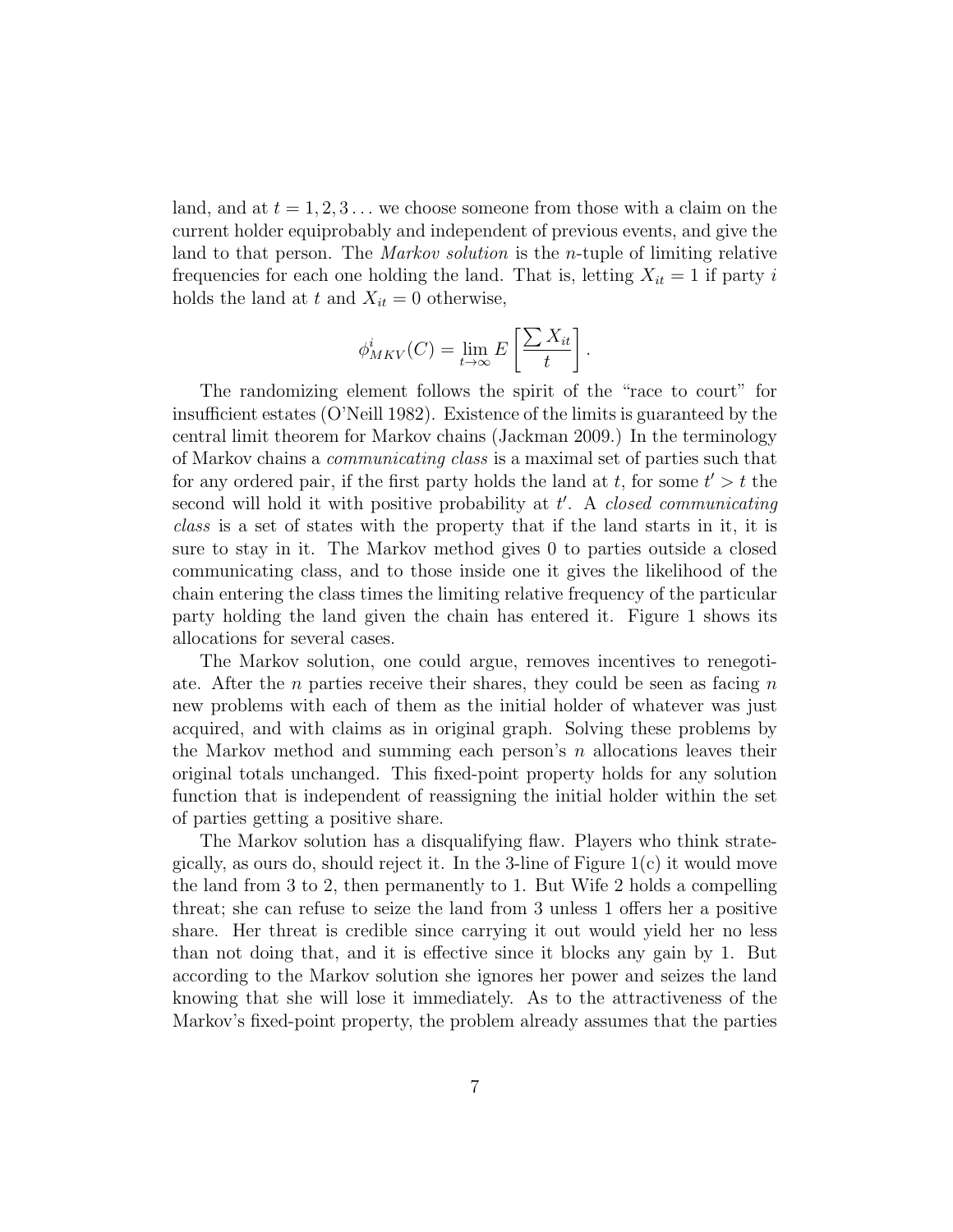land, and at $t = 1, 2, 3 \ldots$ we choose someone from those with a claim on the current holder equiprobably and independent of previous events, and give the land to that person. The *Markov solution* is the $n$-tuple of limiting relative frequencies for each one holding the land. That is, letting $X_{it} = 1$ if party $i$ holds the land at $t$ and $X_{it} = 0$ otherwise,

$$\phi^i_{MKV}(C) = \lim_{t \to \infty} E\left[\frac{\sum X_{it}}{t}\right].$$

The randomizing element follows the spirit of the "race to court" for insufficient estates (O'Neill 1982). Existence of the limits is guaranteed by the central limit theorem for Markov chains (Jackman 2009.) In the terminology of Markov chains a *communicating class* is a maximal set of parties such that for any ordered pair, if the first party holds the land at $t$, for some $t' > t$ the second will hold it with positive probability at $t'$. A *closed communicating class* is a set of states with the property that if the land starts in it, it is sure to stay in it. The Markov method gives 0 to parties outside a closed communicating class, and to those inside one it gives the likelihood of the chain entering the class times the limiting relative frequency of the particular party holding the land given the chain has entered it. Figure 1 shows its allocations for several cases.

The Markov solution, one could argue, removes incentives to renegotiate. After the $n$ parties receive their shares, they could be seen as facing $n$ new problems with each of them as the initial holder of whatever was just acquired, and with claims as in original graph. Solving these problems by the Markov method and summing each person's $n$ allocations leaves their original totals unchanged. This fixed-point property holds for any solution function that is independent of reassigning the initial holder within the set of parties getting a positive share.

The Markov solution has a disqualifying flaw. Players who think strategically, as ours do, should reject it. In the 3-line of Figure 1(c) it would move the land from 3 to 2, then permanently to 1. But Wife 2 holds a compelling threat; she can refuse to seize the land from 3 unless 1 offers her a positive share. Her threat is credible since carrying it out would yield her no less than not doing that, and it is effective since it blocks any gain by 1. But according to the Markov solution she ignores her power and seizes the land knowing that she will lose it immediately. As to the attractiveness of the Markov's fixed-point property, the problem already assumes that the parties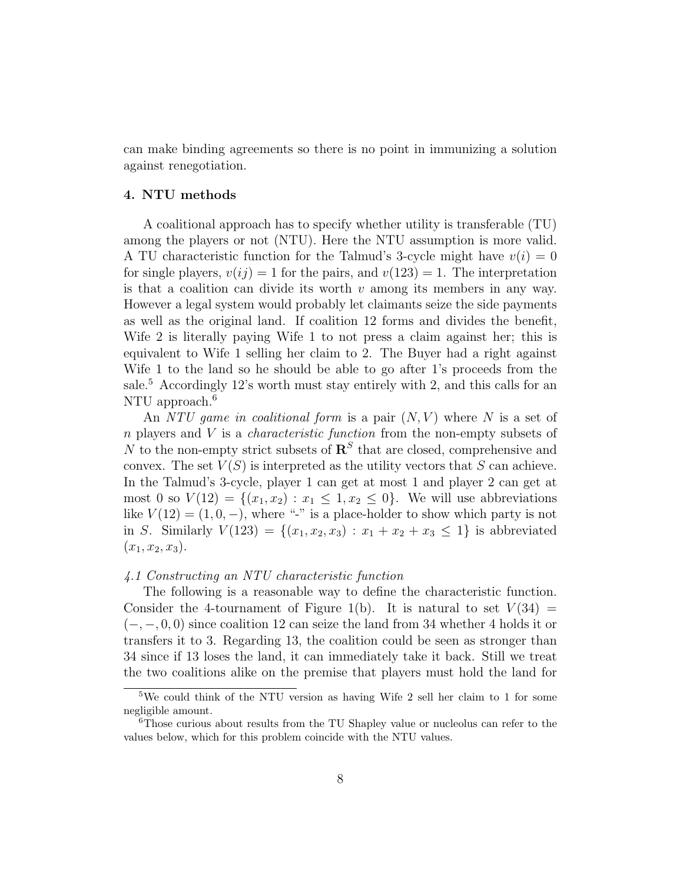can make binding agreements so there is no point in immunizing a solution against renegotiation.

## 4. NTU methods

A coalitional approach has to specify whether utility is transferable (TU) among the players or not (NTU). Here the NTU assumption is more valid. A TU characteristic function for the Talmud's 3-cycle might have $v(i) = 0$ for single players, $v(ij) = 1$ for the pairs, and $v(123) = 1$. The interpretation is that a coalition can divide its worth $v$ among its members in any way. However a legal system would probably let claimants seize the side payments as well as the original land. If coalition 12 forms and divides the benefit, Wife 2 is literally paying Wife 1 to not press a claim against her; this is equivalent to Wife 1 selling her claim to 2. The Buyer had a right against Wife 1 to the land so he should be able to go after 1's proceeds from the sale.[5] Accordingly 12's worth must stay entirely with 2, and this calls for an NTU approach.[6]

An *NTU game in coalitional form* is a pair $(N, V)$ where $N$ is a set of $n$ players and $V$ is a *characteristic function* from the non-empty subsets of $N$ to the non-empty strict subsets of $\mathbf{R}^S$ that are closed, comprehensive and convex. The set $V(S)$ is interpreted as the utility vectors that $S$ can achieve. In the Talmud's 3-cycle, player 1 can get at most 1 and player 2 can get at most 0 so $V(12) = \{(x_1, x_2) : x_1 \leq 1, x_2 \leq 0\}$. We will use abbreviations like $V(12) = (1, 0, -)$, where "-" is a place-holder to show which party is not in $S$. Similarly $V(123) = \{(x_1, x_2, x_3) : x_1 + x_2 + x_3 \leq 1\}$ is abbreviated $(x_1, x_2, x_3)$.

### *4.1 Constructing an NTU characteristic function*

The following is a reasonable way to define the characteristic function. Consider the 4-tournament of Figure 1(b). It is natural to set $V(34) = (-, -, 0, 0)$ since coalition 12 can seize the land from 34 whether 4 holds it or transfers it to 3. Regarding 13, the coalition could be seen as stronger than 34 since if 13 loses the land, it can immediately take it back. Still we treat the two coalitions alike on the premise that players must hold the land for

[5] We could think of the NTU version as having Wife 2 sell her claim to 1 for some negligible amount.

[6] Those curious about results from the TU Shapley value or nucleolus can refer to the values below, which for this problem coincide with the NTU values.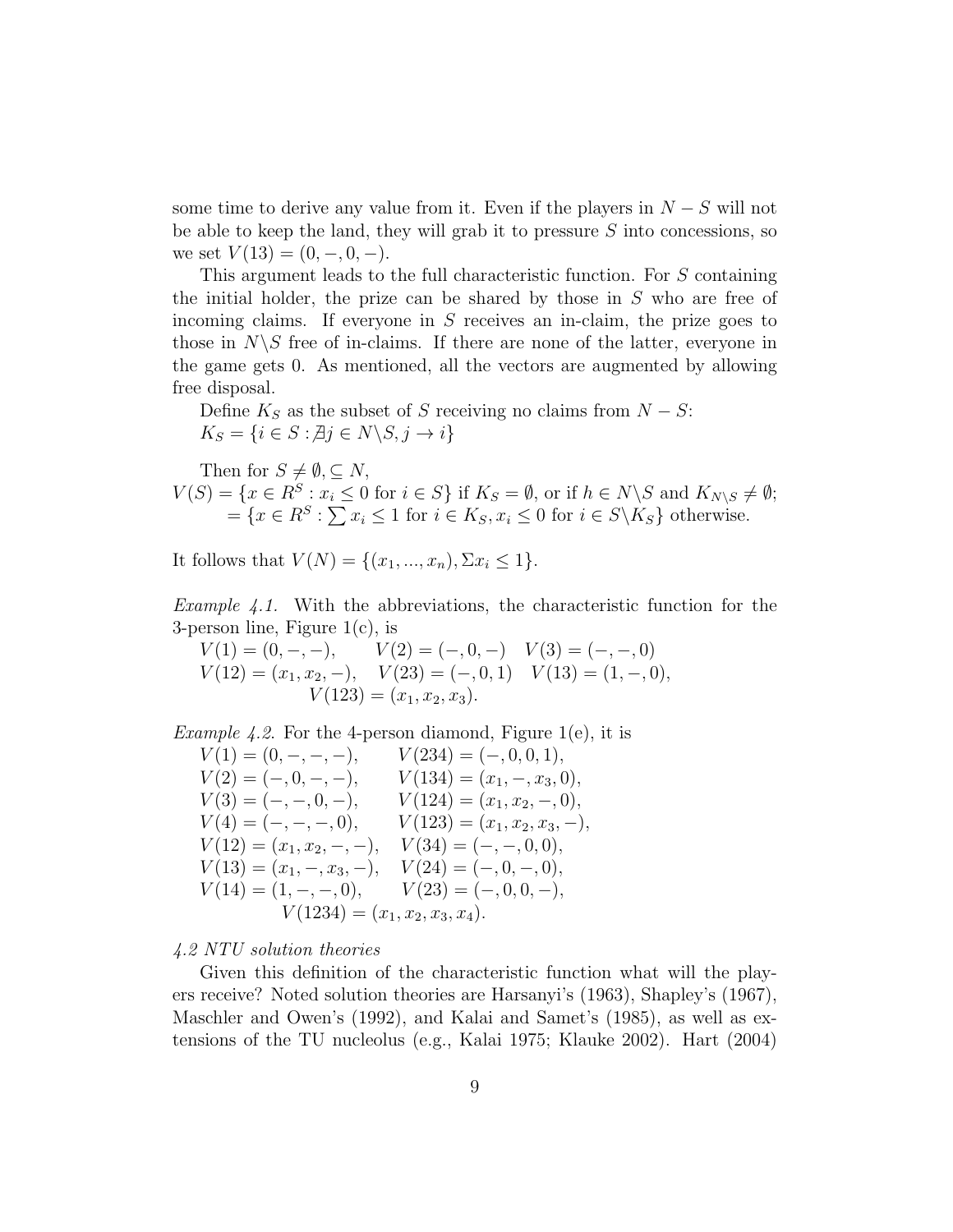some time to derive any value from it. Even if the players in $N - S$ will not be able to keep the land, they will grab it to pressure $S$ into concessions, so we set $V(13) = (0, -, 0, -)$.

This argument leads to the full characteristic function. For $S$ containing the initial holder, the prize can be shared by those in $S$ who are free of incoming claims. If everyone in $S$ receives an in-claim, the prize goes to those in $N \backslash S$ free of in-claims. If there are none of the latter, everyone in the game gets 0. As mentioned, all the vectors are augmented by allowing free disposal.

Define $K_S$ as the subset of $S$ receiving no claims from $N - S$:
$K_S = \{i \in S : \nexists j \in N \backslash S, j \rightarrow i\}$

Then for $S \neq \emptyset, \subseteq N$,
$V(S) = \{x \in R^S : x_i \leq 0 \text{ for } i \in S\}$ if $K_S = \emptyset$, or if $h \in N \backslash S$ and $K_{N \backslash S} \neq \emptyset$;
$= \{x \in R^S : \sum x_i \leq 1 \text{ for } i \in K_S, x_i \leq 0 \text{ for } i \in S \backslash K_S\}$ otherwise.

It follows that $V(N) = \{(x_1, ..., x_n), \Sigma x_i \leq 1\}$.

*Example 4.1.* With the abbreviations, the characteristic function for the 3-person line, Figure 1(c), is

$V(1) = (0, -, -)$, $V(2) = (-, 0, -)$ $V(3) = (-, -, 0)$
$V(12) = (x_1, x_2, -)$, $V(23) = (-, 0, 1)$ $V(13) = (1, -, 0)$,
$V(123) = (x_1, x_2, x_3)$.

*Example 4.2.* For the 4-person diamond, Figure 1(e), it is

$V(1) = (0, -, -, -)$, $V(234) = (-, 0, 0, 1)$,
$V(2) = (-, 0, -, -)$, $V(134) = (x_1, -, x_3, 0)$,
$V(3) = (-, -, 0, -)$, $V(124) = (x_1, x_2, -, 0)$,
$V(4) = (-, -, -, 0)$, $V(123) = (x_1, x_2, x_3, -)$,
$V(12) = (x_1, x_2, -, -)$, $V(34) = (-, -, 0, 0)$,
$V(13) = (x_1, -, x_3, -)$, $V(24) = (-, 0, -, 0)$,
$V(14) = (1, -, -, 0)$, $V(23) = (-, 0, 0, -)$,
$V(1234) = (x_1, x_2, x_3, x_4)$.

*4.2 NTU solution theories*

Given this definition of the characteristic function what will the players receive? Noted solution theories are Harsanyi's (1963), Shapley's (1967), Maschler and Owen's (1992), and Kalai and Samet's (1985), as well as extensions of the TU nucleolus (e.g., Kalai 1975; Klauke 2002). Hart (2004)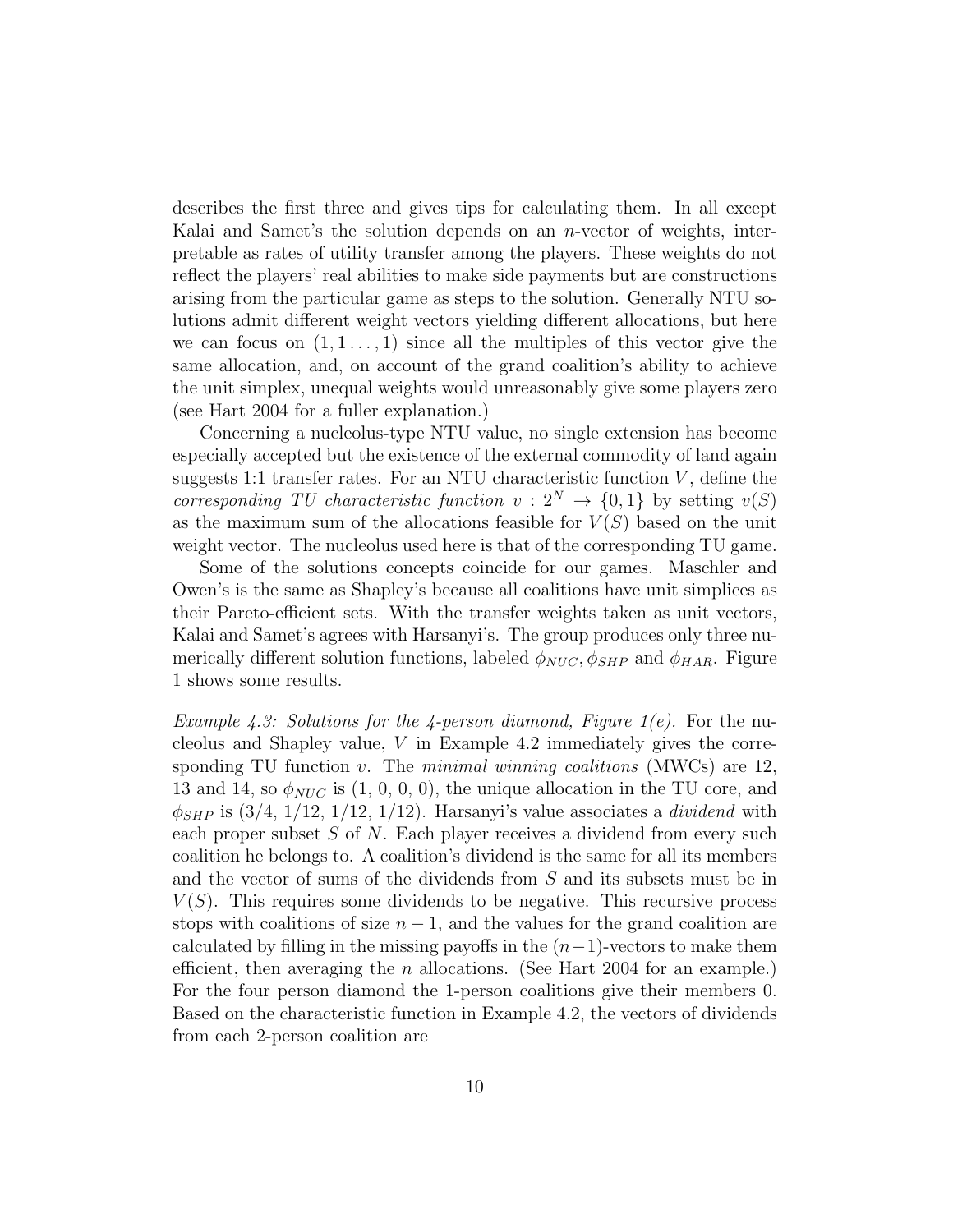describes the first three and gives tips for calculating them. In all except Kalai and Samet's the solution depends on an $n$-vector of weights, interpretable as rates of utility transfer among the players. These weights do not reflect the players' real abilities to make side payments but are constructions arising from the particular game as steps to the solution. Generally NTU solutions admit different weight vectors yielding different allocations, but here we can focus on $(1, 1 \ldots, 1)$ since all the multiples of this vector give the same allocation, and, on account of the grand coalition's ability to achieve the unit simplex, unequal weights would unreasonably give some players zero (see Hart 2004 for a fuller explanation.)

Concerning a nucleolus-type NTU value, no single extension has become especially accepted but the existence of the external commodity of land again suggests 1:1 transfer rates. For an NTU characteristic function $V$, define the *corresponding TU characteristic function* $v : 2^N \to \{0, 1\}$ by setting $v(S)$ as the maximum sum of the allocations feasible for $V(S)$ based on the unit weight vector. The nucleolus used here is that of the corresponding TU game.

Some of the solutions concepts coincide for our games. Maschler and Owen's is the same as Shapley's because all coalitions have unit simplices as their Pareto-efficient sets. With the transfer weights taken as unit vectors, Kalai and Samet's agrees with Harsanyi's. The group produces only three numerically different solution functions, labeled $\phi_{NUC}, \phi_{SHP}$ and $\phi_{HAR}$. Figure 1 shows some results.

*Example 4.3: Solutions for the 4-person diamond, Figure 1(e).* For the nucleolus and Shapley value, $V$ in Example 4.2 immediately gives the corresponding TU function $v$. The *minimal winning coalitions* (MWCs) are 12, 13 and 14, so $\phi_{NUC}$ is (1, 0, 0, 0), the unique allocation in the TU core, and $\phi_{SHP}$ is (3/4, 1/12, 1/12, 1/12). Harsanyi's value associates a *dividend* with each proper subset $S$ of $N$. Each player receives a dividend from every such coalition he belongs to. A coalition's dividend is the same for all its members and the vector of sums of the dividends from $S$ and its subsets must be in $V(S)$. This requires some dividends to be negative. This recursive process stops with coalitions of size $n - 1$, and the values for the grand coalition are calculated by filling in the missing payoffs in the $(n-1)$-vectors to make them efficient, then averaging the $n$ allocations. (See Hart 2004 for an example.) For the four person diamond the 1-person coalitions give their members 0. Based on the characteristic function in Example 4.2, the vectors of dividends from each 2-person coalition are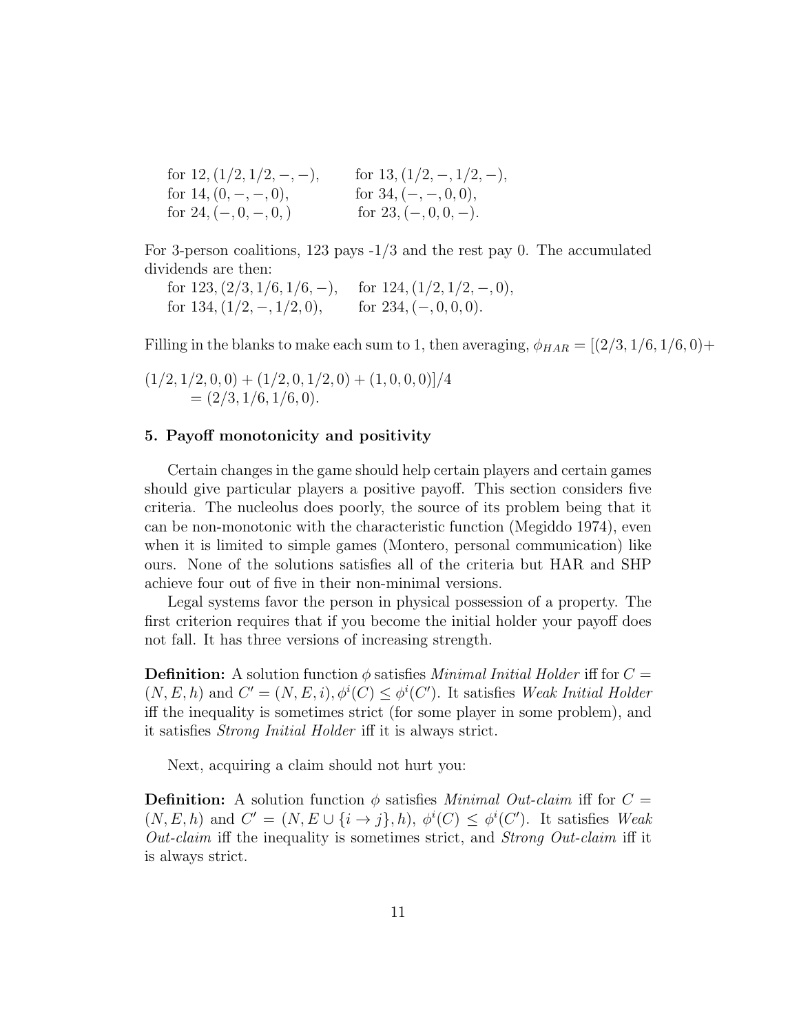for 12, $(1/2, 1/2, -, -)$, for 13, $(1/2, -, 1/2, -)$,
for 14, $(0, -, -, 0)$, for 34, $(-, -, 0, 0)$,
for 24, $(-, 0, -, 0, )$ for 23, $(-, 0, 0, -)$.

For 3-person coalitions, 123 pays -1/3 and the rest pay 0. The accumulated dividends are then:

for 123, $(2/3, 1/6, 1/6, -)$, for 124, $(1/2, 1/2, -, 0)$,
for 134, $(1/2, -, 1/2, 0)$, for 234, $(-, 0, 0, 0)$.

Filling in the blanks to make each sum to 1, then averaging, $\phi_{HAR} = [(2/3, 1/6, 1/6, 0)+$

$$(1/2, 1/2, 0, 0) + (1/2, 0, 1/2, 0) + (1, 0, 0, 0)]/4$$
$$= (2/3, 1/6, 1/6, 0).$$

## 5. Payoff monotonicity and positivity

Certain changes in the game should help certain players and certain games should give particular players a positive payoff. This section considers five criteria. The nucleolus does poorly, the source of its problem being that it can be non-monotonic with the characteristic function (Megiddo 1974), even when it is limited to simple games (Montero, personal communication) like ours. None of the solutions satisfies all of the criteria but HAR and SHP achieve four out of five in their non-minimal versions.

Legal systems favor the person in physical possession of a property. The first criterion requires that if you become the initial holder your payoff does not fall. It has three versions of increasing strength.

**Definition:** A solution function $\phi$ satisfies *Minimal Initial Holder* iff for $C = (N, E, h)$ and $C' = (N, E, i), \phi^i(C) \leq \phi^i(C')$. It satisfies *Weak Initial Holder* iff the inequality is sometimes strict (for some player in some problem), and it satisfies *Strong Initial Holder* iff it is always strict.

Next, acquiring a claim should not hurt you:

**Definition:** A solution function $\phi$ satisfies *Minimal Out-claim* iff for $C = (N, E, h)$ and $C' = (N, E \cup \{i \to j\}, h)$, $\phi^i(C) \leq \phi^i(C')$. It satisfies *Weak Out-claim* iff the inequality is sometimes strict, and *Strong Out-claim* iff it is always strict.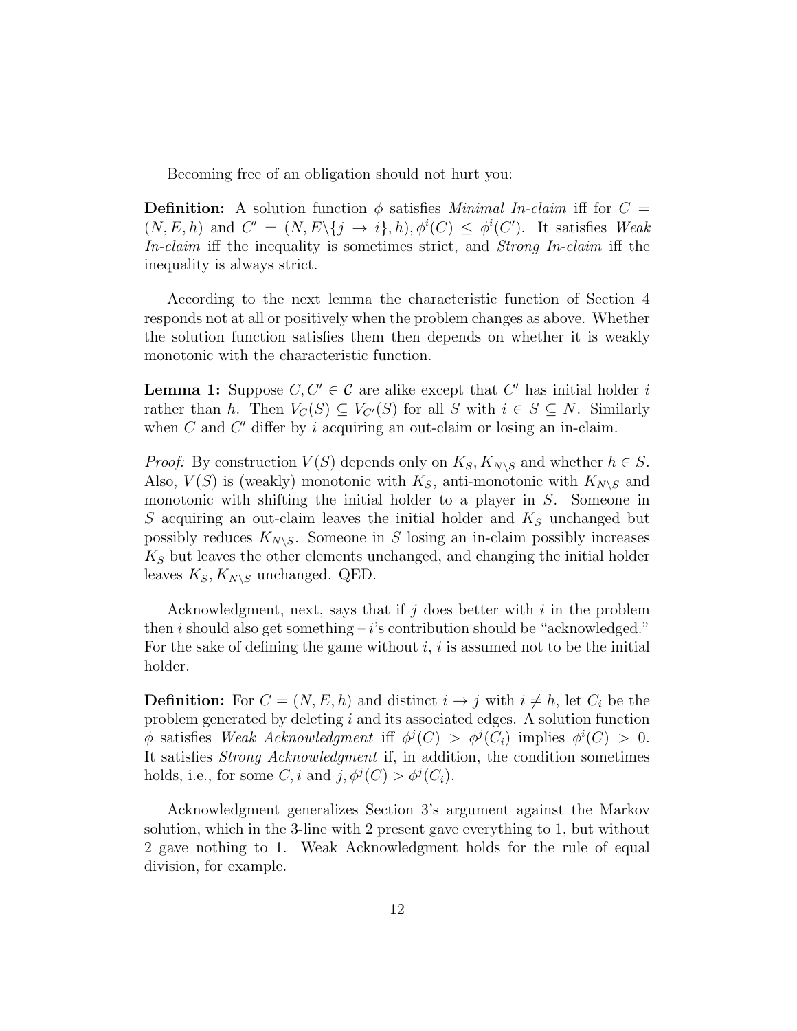Becoming free of an obligation should not hurt you:

**Definition:** A solution function $\phi$ satisfies *Minimal In-claim* iff for $C = (N, E, h)$ and $C' = (N, E \backslash \{j \to i\}, h), \phi^i(C) \leq \phi^i(C')$. It satisfies *Weak In-claim* iff the inequality is sometimes strict, and *Strong In-claim* iff the inequality is always strict.

According to the next lemma the characteristic function of Section 4 responds not at all or positively when the problem changes as above. Whether the solution function satisfies them then depends on whether it is weakly monotonic with the characteristic function.

**Lemma 1:** Suppose $C, C' \in \mathcal{C}$ are alike except that $C'$ has initial holder $i$ rather than $h$. Then $V_C(S) \subseteq V_{C'}(S)$ for all $S$ with $i \in S \subseteq N$. Similarly when $C$ and $C'$ differ by $i$ acquiring an out-claim or losing an in-claim.

*Proof:* By construction $V(S)$ depends only on $K_S, K_{N \backslash S}$ and whether $h \in S$. Also, $V(S)$ is (weakly) monotonic with $K_S$, anti-monotonic with $K_{N \backslash S}$ and monotonic with shifting the initial holder to a player in $S$. Someone in $S$ acquiring an out-claim leaves the initial holder and $K_S$ unchanged but possibly reduces $K_{N \backslash S}$. Someone in $S$ losing an in-claim possibly increases $K_S$ but leaves the other elements unchanged, and changing the initial holder leaves $K_S, K_{N \backslash S}$ unchanged. QED.

Acknowledgment, next, says that if $j$ does better with $i$ in the problem then $i$ should also get something – $i$'s contribution should be "acknowledged." For the sake of defining the game without $i$, $i$ is assumed not to be the initial holder.

**Definition:** For $C = (N, E, h)$ and distinct $i \to j$ with $i \neq h$, let $C_i$ be the problem generated by deleting $i$ and its associated edges. A solution function $\phi$ satisfies *Weak Acknowledgment* iff $\phi^j(C) > \phi^j(C_i)$ implies $\phi^i(C) > 0$. It satisfies *Strong Acknowledgment* if, in addition, the condition sometimes holds, i.e., for some $C, i$ and $j, \phi^j(C) > \phi^j(C_i)$.

Acknowledgment generalizes Section 3's argument against the Markov solution, which in the 3-line with 2 present gave everything to 1, but without 2 gave nothing to 1. Weak Acknowledgment holds for the rule of equal division, for example.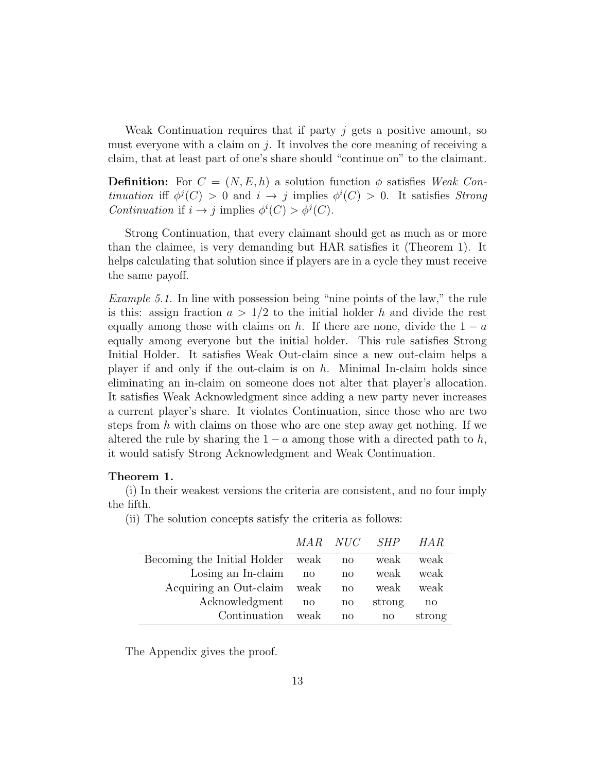Weak Continuation requires that if party $j$ gets a positive amount, so must everyone with a claim on $j$. It involves the core meaning of receiving a claim, that at least part of one's share should "continue on" to the claimant.

**Definition:** For $C = (N, E, h)$ a solution function $\phi$ satisfies *Weak Continuation* iff $\phi^j(C) > 0$ and $i \to j$ implies $\phi^i(C) > 0$. It satisfies *Strong Continuation* if $i \to j$ implies $\phi^i(C) > \phi^j(C)$.

Strong Continuation, that every claimant should get as much as or more than the claimee, is very demanding but HAR satisfies it (Theorem 1). It helps calculating that solution since if players are in a cycle they must receive the same payoff.

*Example 5.1.* In line with possession being "nine points of the law," the rule is this: assign fraction $a > 1/2$ to the initial holder $h$ and divide the rest equally among those with claims on $h$. If there are none, divide the $1 - a$ equally among everyone but the initial holder. This rule satisfies Strong Initial Holder. It satisfies Weak Out-claim since a new out-claim helps a player if and only if the out-claim is on $h$. Minimal In-claim holds since eliminating an in-claim on someone does not alter that player's allocation. It satisfies Weak Acknowledgment since adding a new party never increases a current player's share. It violates Continuation, since those who are two steps from $h$ with claims on those who are one step away get nothing. If we altered the rule by sharing the $1 - a$ among those with a directed path to $h$, it would satisfy Strong Acknowledgment and Weak Continuation.

**Theorem 1.**

(i) In their weakest versions the criteria are consistent, and no four imply the fifth.

(ii) The solution concepts satisfy the criteria as follows:

| | *MAR* | *NUC* | *SHP* | *HAR* |
|---:|---|---|---|---|
| Becoming the Initial Holder | weak | no | weak | weak |
| Losing an In-claim | no | no | weak | weak |
| Acquiring an Out-claim | weak | no | weak | weak |
| Acknowledgment | no | no | strong | no |
| Continuation | weak | no | no | strong |

The Appendix gives the proof.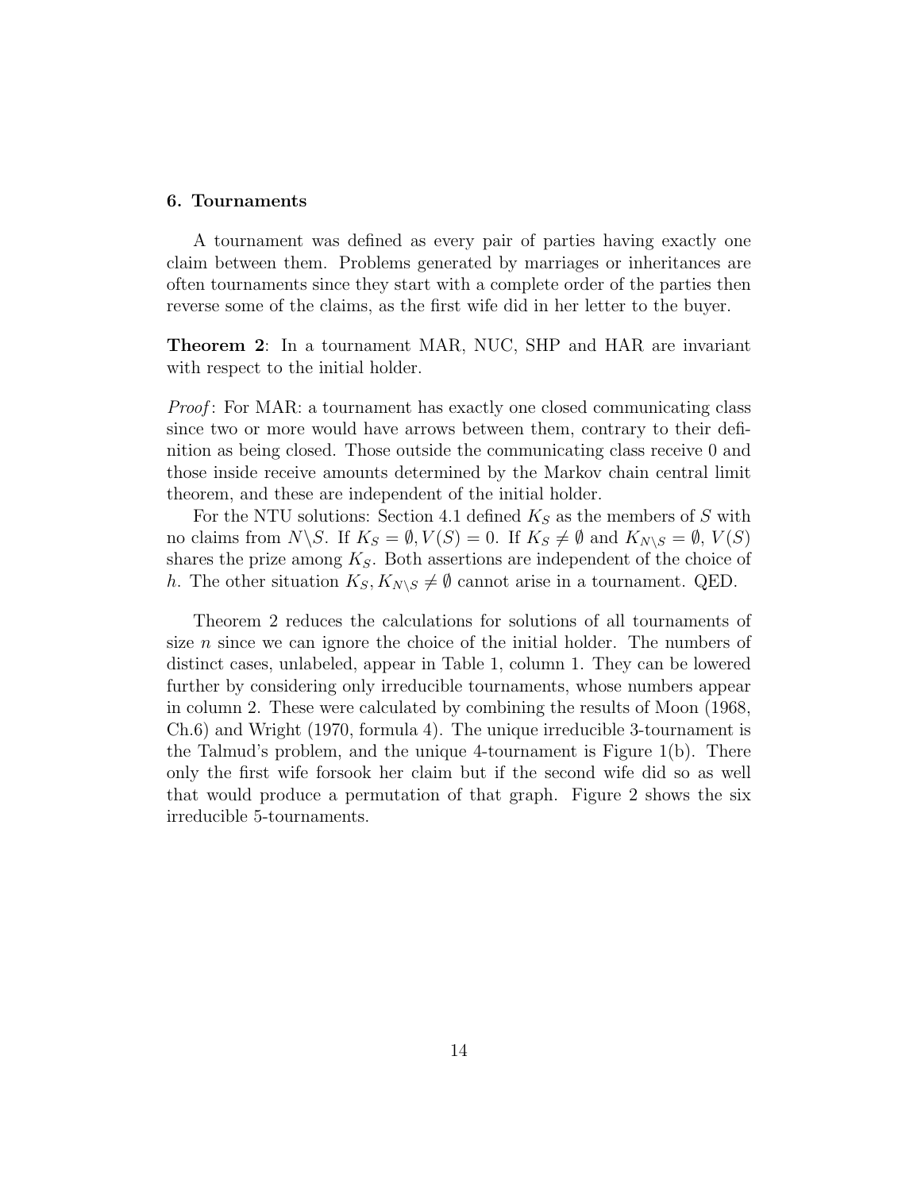## 6. Tournaments

A tournament was defined as every pair of parties having exactly one claim between them. Problems generated by marriages or inheritances are often tournaments since they start with a complete order of the parties then reverse some of the claims, as the first wife did in her letter to the buyer.

**Theorem 2**: In a tournament MAR, NUC, SHP and HAR are invariant with respect to the initial holder.

*Proof*: For MAR: a tournament has exactly one closed communicating class since two or more would have arrows between them, contrary to their definition as being closed. Those outside the communicating class receive 0 and those inside receive amounts determined by the Markov chain central limit theorem, and these are independent of the initial holder.

For the NTU solutions: Section 4.1 defined $K_S$ as the members of $S$ with no claims from $N\backslash S$. If $K_S = \emptyset, V(S) = 0$. If $K_S \neq \emptyset$ and $K_{N\backslash S} = \emptyset$, $V(S)$ shares the prize among $K_S$. Both assertions are independent of the choice of $h$. The other situation $K_S, K_{N\backslash S} \neq \emptyset$ cannot arise in a tournament. QED.

Theorem 2 reduces the calculations for solutions of all tournaments of size $n$ since we can ignore the choice of the initial holder. The numbers of distinct cases, unlabeled, appear in Table 1, column 1. They can be lowered further by considering only irreducible tournaments, whose numbers appear in column 2. These were calculated by combining the results of Moon (1968, Ch.6) and Wright (1970, formula 4). The unique irreducible 3-tournament is the Talmud's problem, and the unique 4-tournament is Figure 1(b). There only the first wife forsook her claim but if the second wife did so as well that would produce a permutation of that graph. Figure 2 shows the six irreducible 5-tournaments.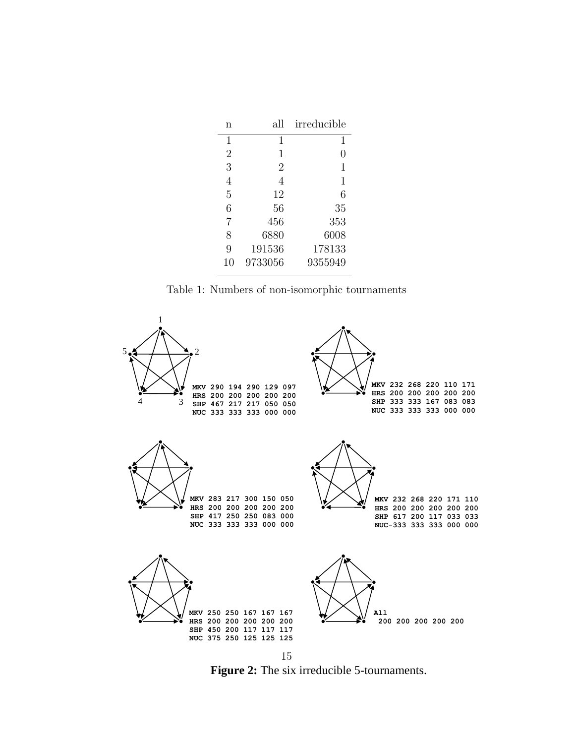| n | all | irreducible |
|---|---|---|
| 1 | 1 | 1 |
| 2 | 1 | 0 |
| 3 | 2 | 1 |
| 4 | 4 | 1 |
| 5 | 12 | 6 |
| 6 | 56 | 35 |
| 7 | 456 | 353 |
| 8 | 6880 | 6008 |
| 9 | 191536 | 178133 |
| 10 | 9733056 | 9355949 |

Table 1: Numbers of non-isomorphic tournaments

```
MKV 290 194 290 129 097
HRS 200 200 200 200 200
SHP 467 217 217 050 050
NUC 333 333 333 000 000
```

```
MKV 232 268 220 110 171
HRS 200 200 200 200 200
SHP 333 333 167 083 083
NUC 333 333 333 000 000
```

```
MKV 283 217 300 150 050
HRS 200 200 200 200 200
SHP 417 250 250 083 000
NUC 333 333 333 000 000
```

```
MKV 232 268 220 171 110
HRS 200 200 200 200 200
SHP 617 200 117 033 033
NUC-333 333 333 000 000
```

```
MKV 250 250 167 167 167
HRS 200 200 200 200 200
SHP 450 200 117 117 117
NUC 375 250 125 125 125
```

```
All
 200 200 200 200 200
```

**Figure 2:** The six irreducible 5-tournaments.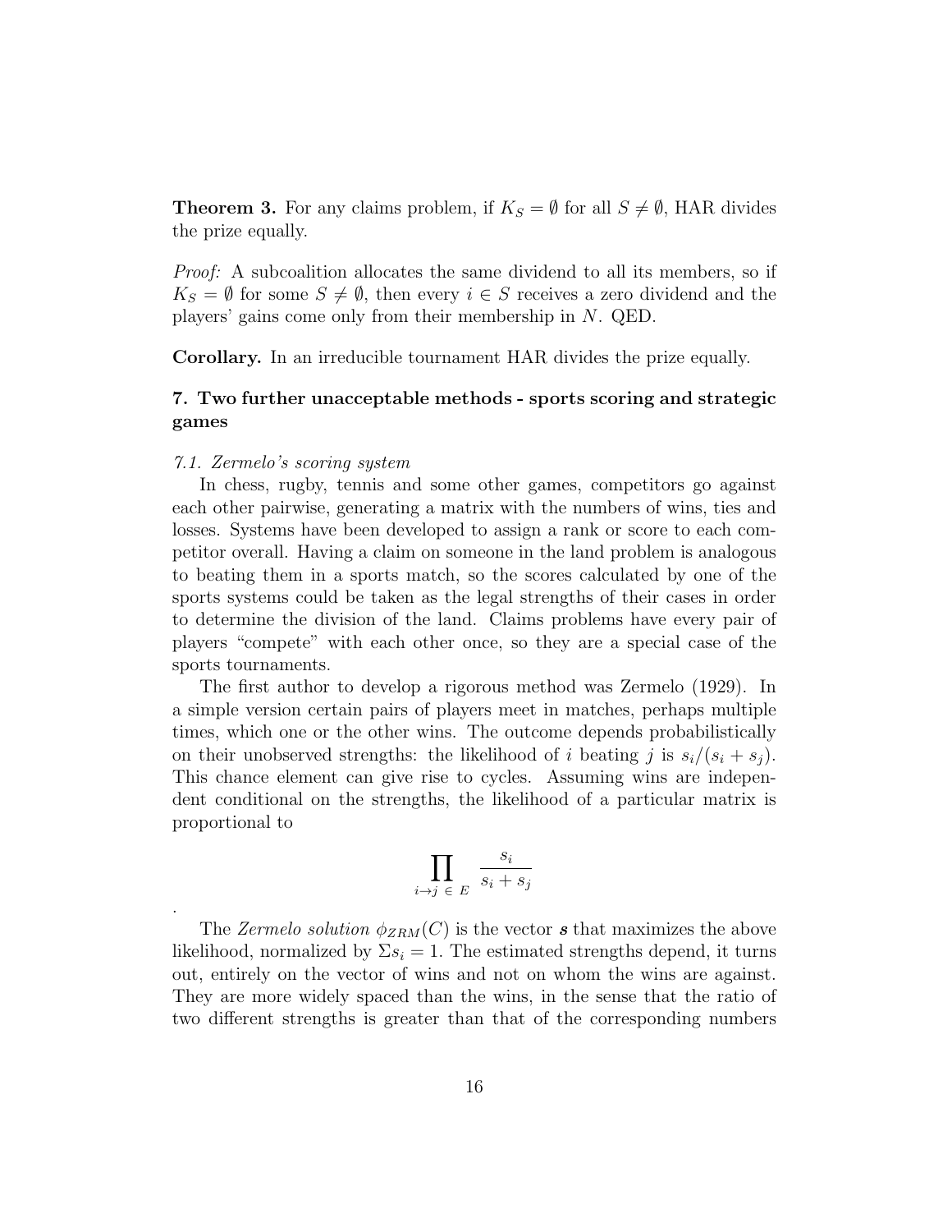**Theorem 3.** For any claims problem, if $K_S = \emptyset$ for all $S \neq \emptyset$, HAR divides the prize equally.

*Proof:* A subcoalition allocates the same dividend to all its members, so if $K_S = \emptyset$ for some $S \neq \emptyset$, then every $i \in S$ receives a zero dividend and the players' gains come only from their membership in $N$. QED.

**Corollary.** In an irreducible tournament HAR divides the prize equally.

## 7. Two further unacceptable methods - sports scoring and strategic games

*7.1. Zermelo's scoring system*

In chess, rugby, tennis and some other games, competitors go against each other pairwise, generating a matrix with the numbers of wins, ties and losses. Systems have been developed to assign a rank or score to each competitor overall. Having a claim on someone in the land problem is analogous to beating them in a sports match, so the scores calculated by one of the sports systems could be taken as the legal strengths of their cases in order to determine the division of the land. Claims problems have every pair of players "compete" with each other once, so they are a special case of the sports tournaments.

The first author to develop a rigorous method was Zermelo (1929). In a simple version certain pairs of players meet in matches, perhaps multiple times, which one or the other wins. The outcome depends probabilistically on their unobserved strengths: the likelihood of $i$ beating $j$ is $s_i/(s_i + s_j)$. This chance element can give rise to cycles. Assuming wins are independent conditional on the strengths, the likelihood of a particular matrix is proportional to

$$\prod_{i \to j \, \in \, E} \frac{s_i}{s_i + s_j}$$

.

The *Zermelo solution* $\phi_{ZRM}(C)$ is the vector $\boldsymbol{s}$ that maximizes the above likelihood, normalized by $\Sigma s_i = 1$. The estimated strengths depend, it turns out, entirely on the vector of wins and not on whom the wins are against. They are more widely spaced than the wins, in the sense that the ratio of two different strengths is greater than that of the corresponding numbers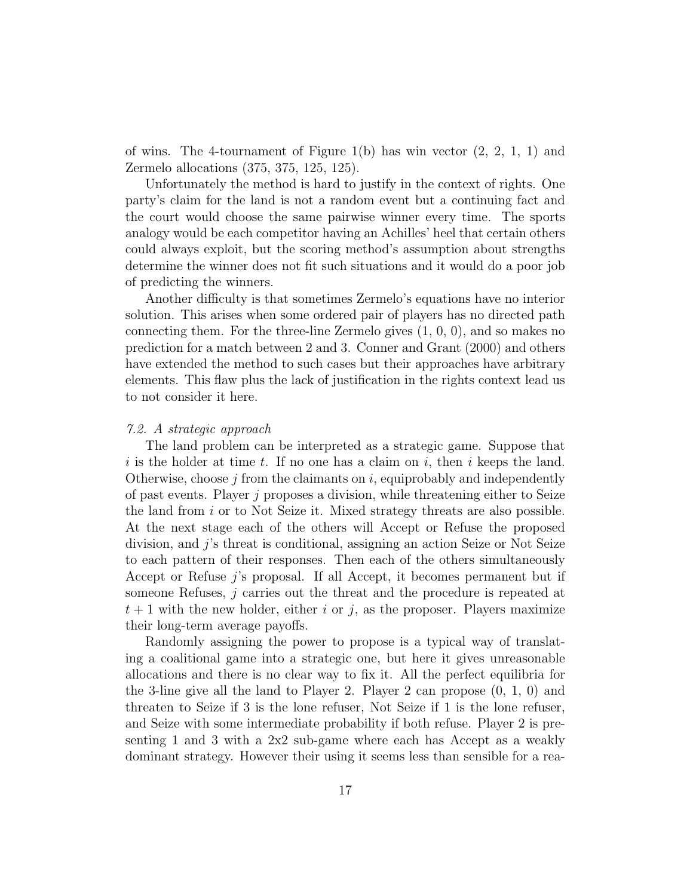of wins. The 4-tournament of Figure 1(b) has win vector (2, 2, 1, 1) and Zermelo allocations (375, 375, 125, 125).

Unfortunately the method is hard to justify in the context of rights. One party's claim for the land is not a random event but a continuing fact and the court would choose the same pairwise winner every time. The sports analogy would be each competitor having an Achilles' heel that certain others could always exploit, but the scoring method's assumption about strengths determine the winner does not fit such situations and it would do a poor job of predicting the winners.

Another difficulty is that sometimes Zermelo's equations have no interior solution. This arises when some ordered pair of players has no directed path connecting them. For the three-line Zermelo gives (1, 0, 0), and so makes no prediction for a match between 2 and 3. Conner and Grant (2000) and others have extended the method to such cases but their approaches have arbitrary elements. This flaw plus the lack of justification in the rights context lead us to not consider it here.

### *7.2. A strategic approach*

The land problem can be interpreted as a strategic game. Suppose that $i$ is the holder at time $t$. If no one has a claim on $i$, then $i$ keeps the land. Otherwise, choose $j$ from the claimants on $i$, equiprobably and independently of past events. Player $j$ proposes a division, while threatening either to Seize the land from $i$ or to Not Seize it. Mixed strategy threats are also possible. At the next stage each of the others will Accept or Refuse the proposed division, and $j$'s threat is conditional, assigning an action Seize or Not Seize to each pattern of their responses. Then each of the others simultaneously Accept or Refuse $j$'s proposal. If all Accept, it becomes permanent but if someone Refuses, $j$ carries out the threat and the procedure is repeated at $t+1$ with the new holder, either $i$ or $j$, as the proposer. Players maximize their long-term average payoffs.

Randomly assigning the power to propose is a typical way of translating a coalitional game into a strategic one, but here it gives unreasonable allocations and there is no clear way to fix it. All the perfect equilibria for the 3-line give all the land to Player 2. Player 2 can propose (0, 1, 0) and threaten to Seize if 3 is the lone refuser, Not Seize if 1 is the lone refuser, and Seize with some intermediate probability if both refuse. Player 2 is presenting 1 and 3 with a 2x2 sub-game where each has Accept as a weakly dominant strategy. However their using it seems less than sensible for a rea-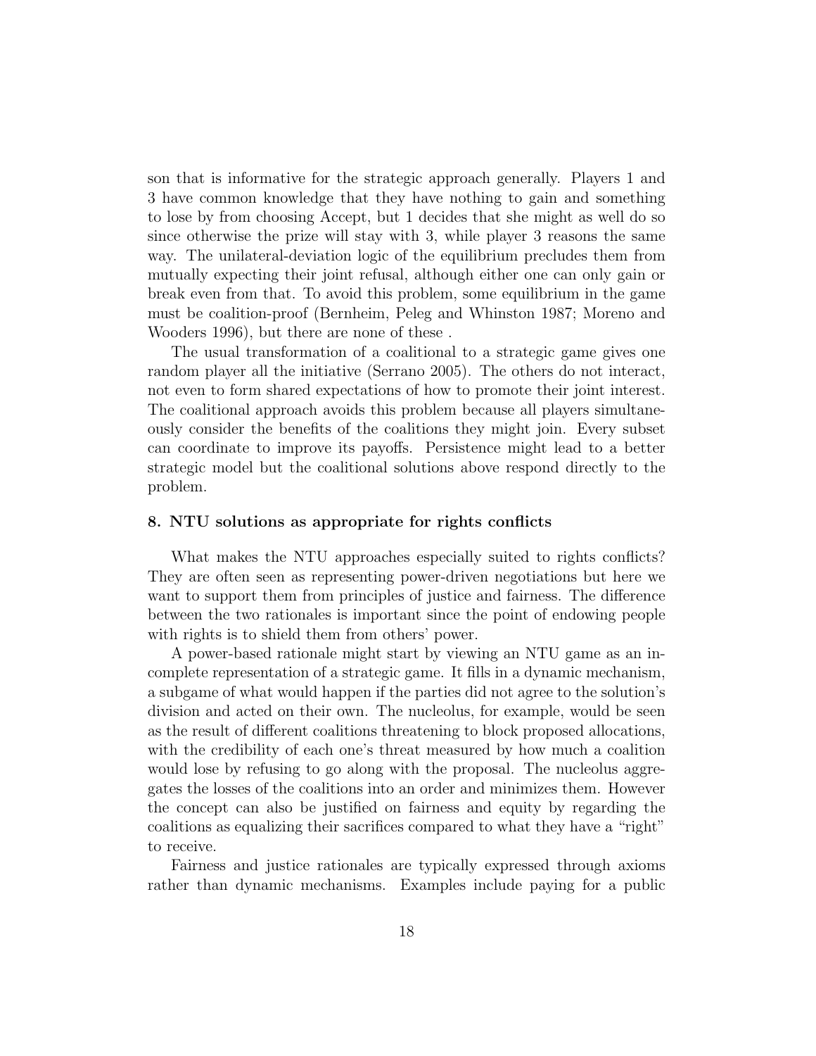son that is informative for the strategic approach generally. Players 1 and 3 have common knowledge that they have nothing to gain and something to lose by from choosing Accept, but 1 decides that she might as well do so since otherwise the prize will stay with 3, while player 3 reasons the same way. The unilateral-deviation logic of the equilibrium precludes them from mutually expecting their joint refusal, although either one can only gain or break even from that. To avoid this problem, some equilibrium in the game must be coalition-proof (Bernheim, Peleg and Whinston 1987; Moreno and Wooders 1996), but there are none of these .

The usual transformation of a coalitional to a strategic game gives one random player all the initiative (Serrano 2005). The others do not interact, not even to form shared expectations of how to promote their joint interest. The coalitional approach avoids this problem because all players simultaneously consider the benefits of the coalitions they might join. Every subset can coordinate to improve its payoffs. Persistence might lead to a better strategic model but the coalitional solutions above respond directly to the problem.

### 8. NTU solutions as appropriate for rights conflicts

What makes the NTU approaches especially suited to rights conflicts? They are often seen as representing power-driven negotiations but here we want to support them from principles of justice and fairness. The difference between the two rationales is important since the point of endowing people with rights is to shield them from others' power.

A power-based rationale might start by viewing an NTU game as an incomplete representation of a strategic game. It fills in a dynamic mechanism, a subgame of what would happen if the parties did not agree to the solution's division and acted on their own. The nucleolus, for example, would be seen as the result of different coalitions threatening to block proposed allocations, with the credibility of each one's threat measured by how much a coalition would lose by refusing to go along with the proposal. The nucleolus aggregates the losses of the coalitions into an order and minimizes them. However the concept can also be justified on fairness and equity by regarding the coalitions as equalizing their sacrifices compared to what they have a "right" to receive.

Fairness and justice rationales are typically expressed through axioms rather than dynamic mechanisms. Examples include paying for a public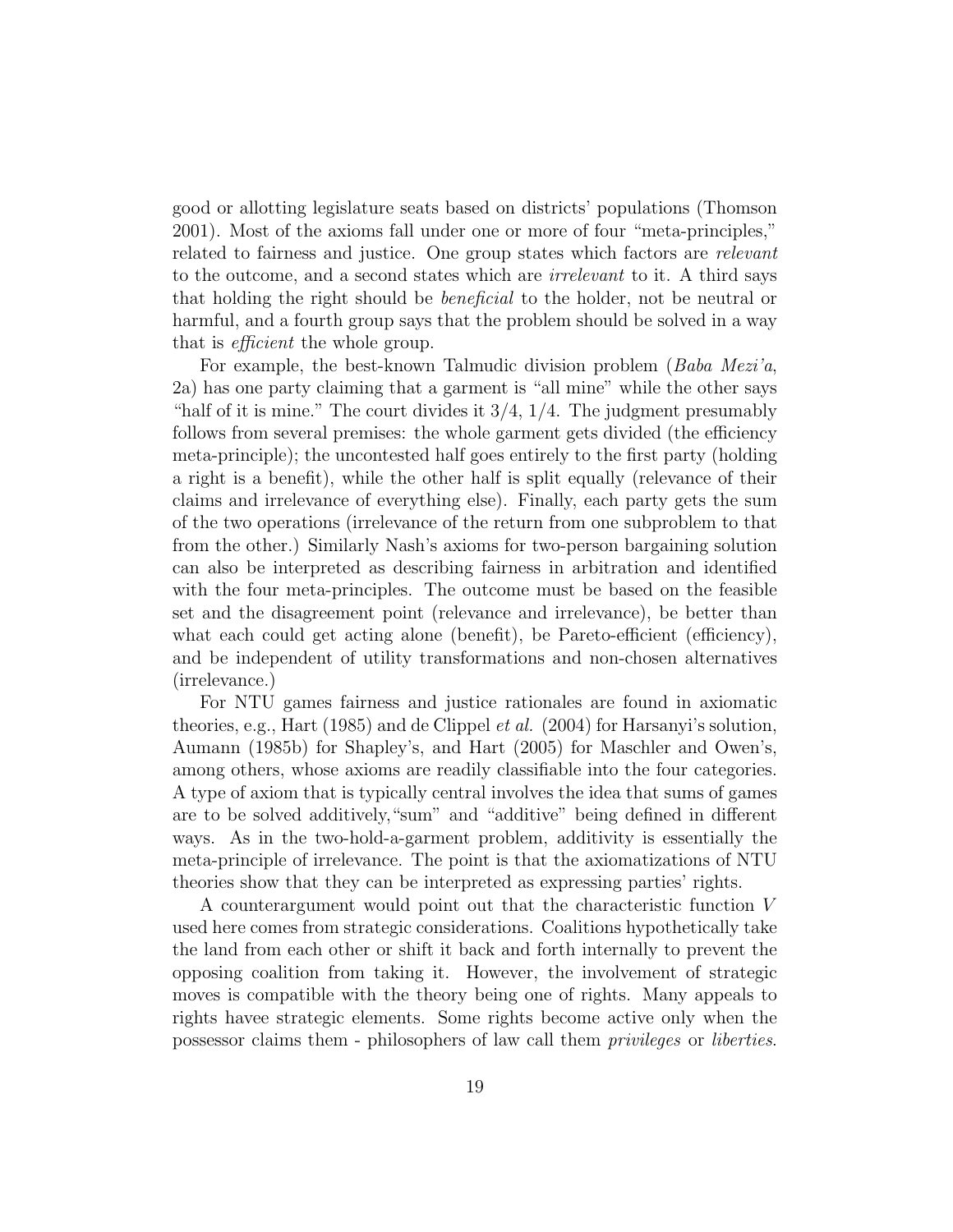good or allotting legislature seats based on districts' populations (Thomson 2001). Most of the axioms fall under one or more of four "meta-principles," related to fairness and justice. One group states which factors are *relevant* to the outcome, and a second states which are *irrelevant* to it. A third says that holding the right should be *beneficial* to the holder, not be neutral or harmful, and a fourth group says that the problem should be solved in a way that is *efficient* the whole group.

For example, the best-known Talmudic division problem (*Baba Mezi'a*, 2a) has one party claiming that a garment is "all mine" while the other says "half of it is mine." The court divides it 3/4, 1/4. The judgment presumably follows from several premises: the whole garment gets divided (the efficiency meta-principle); the uncontested half goes entirely to the first party (holding a right is a benefit), while the other half is split equally (relevance of their claims and irrelevance of everything else). Finally, each party gets the sum of the two operations (irrelevance of the return from one subproblem to that from the other.) Similarly Nash's axioms for two-person bargaining solution can also be interpreted as describing fairness in arbitration and identified with the four meta-principles. The outcome must be based on the feasible set and the disagreement point (relevance and irrelevance), be better than what each could get acting alone (benefit), be Pareto-efficient (efficiency), and be independent of utility transformations and non-chosen alternatives (irrelevance.)

For NTU games fairness and justice rationales are found in axiomatic theories, e.g., Hart (1985) and de Clippel *et al.* (2004) for Harsanyi's solution, Aumann (1985b) for Shapley's, and Hart (2005) for Maschler and Owen's, among others, whose axioms are readily classifiable into the four categories. A type of axiom that is typically central involves the idea that sums of games are to be solved additively,"sum" and "additive" being defined in different ways. As in the two-hold-a-garment problem, additivity is essentially the meta-principle of irrelevance. The point is that the axiomatizations of NTU theories show that they can be interpreted as expressing parties' rights.

A counterargument would point out that the characteristic function $V$ used here comes from strategic considerations. Coalitions hypothetically take the land from each other or shift it back and forth internally to prevent the opposing coalition from taking it. However, the involvement of strategic moves is compatible with the theory being one of rights. Many appeals to rights havee strategic elements. Some rights become active only when the possessor claims them - philosophers of law call them *privileges* or *liberties*.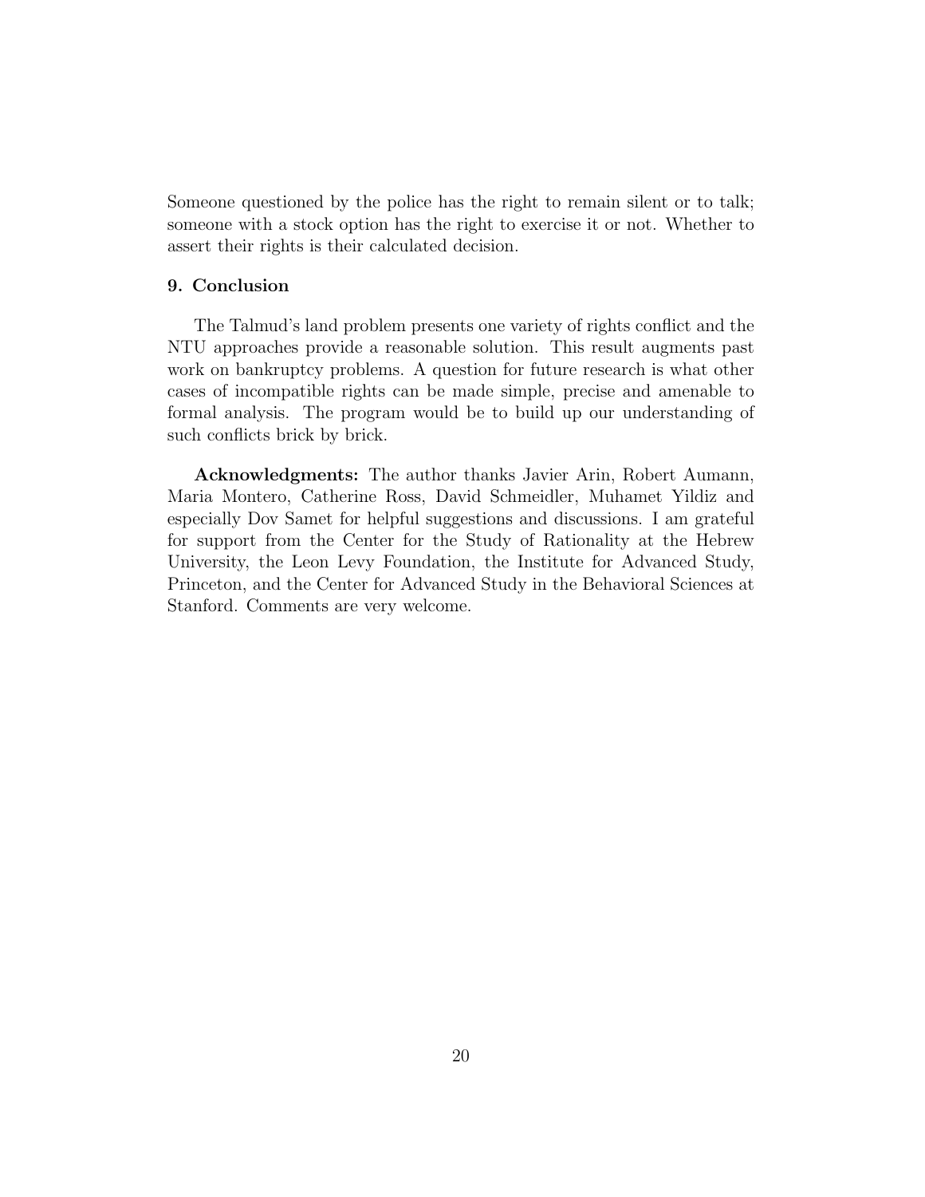Someone questioned by the police has the right to remain silent or to talk; someone with a stock option has the right to exercise it or not. Whether to assert their rights is their calculated decision.

## 9. Conclusion

The Talmud's land problem presents one variety of rights conflict and the NTU approaches provide a reasonable solution. This result augments past work on bankruptcy problems. A question for future research is what other cases of incompatible rights can be made simple, precise and amenable to formal analysis. The program would be to build up our understanding of such conflicts brick by brick.

**Acknowledgments:** The author thanks Javier Arin, Robert Aumann, Maria Montero, Catherine Ross, David Schmeidler, Muhamet Yildiz and especially Dov Samet for helpful suggestions and discussions. I am grateful for support from the Center for the Study of Rationality at the Hebrew University, the Leon Levy Foundation, the Institute for Advanced Study, Princeton, and the Center for Advanced Study in the Behavioral Sciences at Stanford. Comments are very welcome.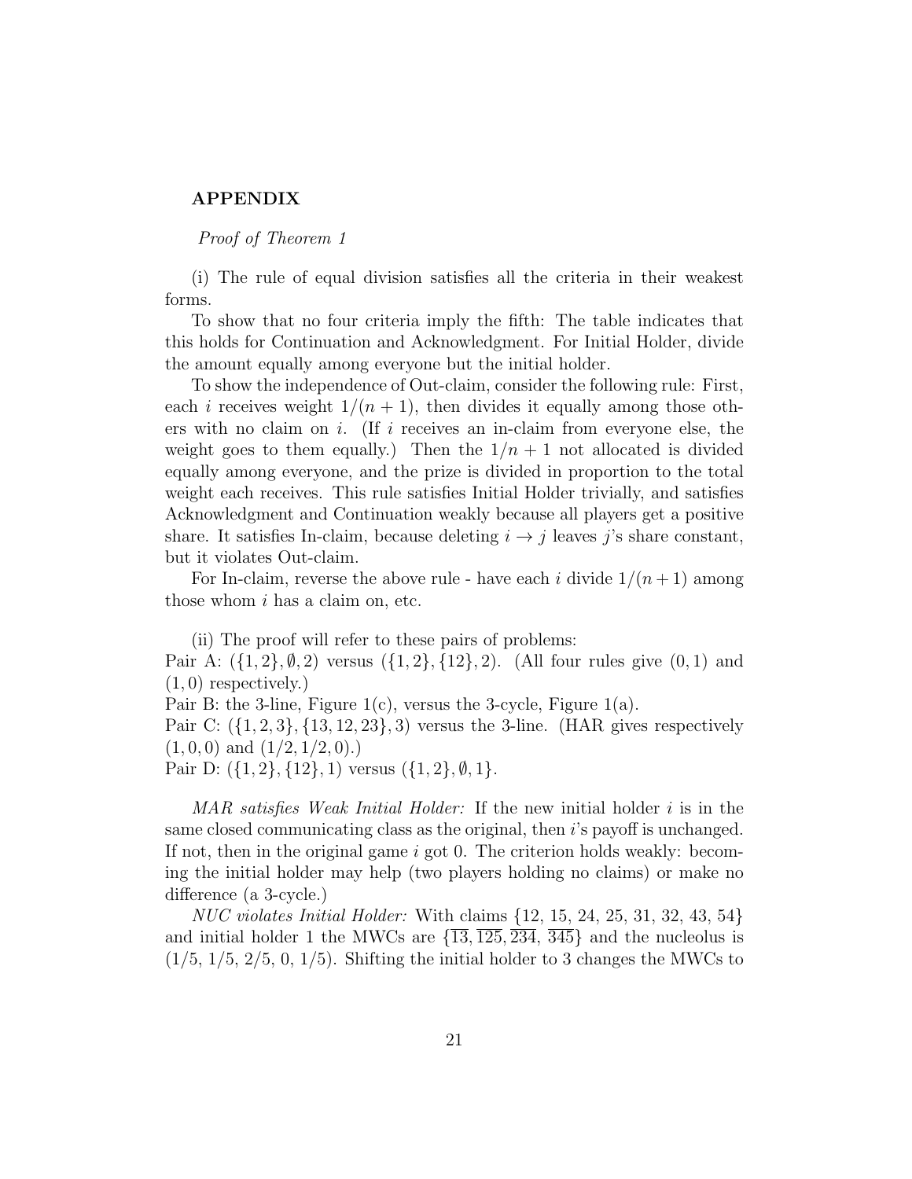## APPENDIX

*Proof of Theorem 1*

(i) The rule of equal division satisfies all the criteria in their weakest forms.

To show that no four criteria imply the fifth: The table indicates that this holds for Continuation and Acknowledgment. For Initial Holder, divide the amount equally among everyone but the initial holder.

To show the independence of Out-claim, consider the following rule: First, each $i$ receives weight $1/(n+1)$, then divides it equally among those others with no claim on $i$. (If $i$ receives an in-claim from everyone else, the weight goes to them equally.) Then the $1/n+1$ not allocated is divided equally among everyone, and the prize is divided in proportion to the total weight each receives. This rule satisfies Initial Holder trivially, and satisfies Acknowledgment and Continuation weakly because all players get a positive share. It satisfies In-claim, because deleting $i \rightarrow j$ leaves $j$'s share constant, but it violates Out-claim.

For In-claim, reverse the above rule - have each $i$ divide $1/(n+1)$ among those whom $i$ has a claim on, etc.

(ii) The proof will refer to these pairs of problems:
Pair A: $(\{1,2\}, \emptyset, 2)$ versus $(\{1,2\}, \{12\}, 2)$. (All four rules give $(0,1)$ and $(1,0)$ respectively.)
Pair B: the 3-line, Figure 1(c), versus the 3-cycle, Figure 1(a).
Pair C: $(\{1,2,3\}, \{13,12,23\}, 3)$ versus the 3-line. (HAR gives respectively $(1,0,0)$ and $(1/2,1/2,0)$.)
Pair D: $(\{1,2\}, \{12\}, 1)$ versus $(\{1,2\}, \emptyset, 1\}$.

*MAR satisfies Weak Initial Holder:* If the new initial holder $i$ is in the same closed communicating class as the original, then $i$'s payoff is unchanged. If not, then in the original game $i$ got 0. The criterion holds weakly: becoming the initial holder may help (two players holding no claims) or make no difference (a 3-cycle.)

*NUC violates Initial Holder:* With claims {12, 15, 24, 25, 31, 32, 43, 54} and initial holder 1 the MWCs are $\{\overline{13}, \overline{125}, \overline{234}, \overline{345}\}$ and the nucleolus is (1/5, 1/5, 2/5, 0, 1/5). Shifting the initial holder to 3 changes the MWCs to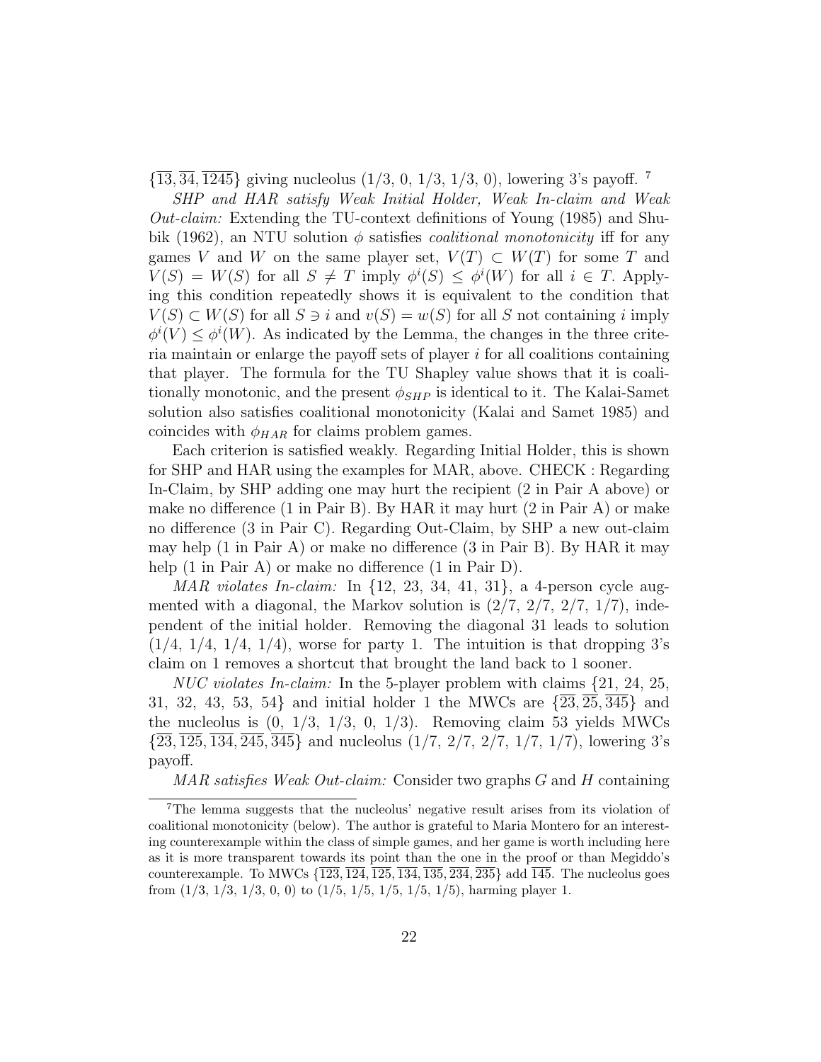$\{\overline{13}, \overline{34}, \overline{1245}\}$ giving nucleolus (1/3, 0, 1/3, 1/3, 0), lowering 3's payoff. [7]

*SHP and HAR satisfy Weak Initial Holder, Weak In-claim and Weak Out-claim:* Extending the TU-context definitions of Young (1985) and Shubik (1962), an NTU solution $\phi$ satisfies *coalitional monotonicity* iff for any games $V$ and $W$ on the same player set, $V(T) \subset W(T)$ for some $T$ and $V(S) = W(S)$ for all $S \neq T$ imply $\phi^i(S) \leq \phi^i(W)$ for all $i \in T$. Applying this condition repeatedly shows it is equivalent to the condition that $V(S) \subset W(S)$ for all $S \ni i$ and $v(S) = w(S)$ for all $S$ not containing $i$ imply $\phi^i(V) \leq \phi^i(W)$. As indicated by the Lemma, the changes in the three criteria maintain or enlarge the payoff sets of player $i$ for all coalitions containing that player. The formula for the TU Shapley value shows that it is coalitionally monotonic, and the present $\phi_{SHP}$ is identical to it. The Kalai-Samet solution also satisfies coalitional monotonicity (Kalai and Samet 1985) and coincides with $\phi_{HAR}$ for claims problem games.

Each criterion is satisfied weakly. Regarding Initial Holder, this is shown for SHP and HAR using the examples for MAR, above. CHECK : Regarding In-Claim, by SHP adding one may hurt the recipient (2 in Pair A above) or make no difference (1 in Pair B). By HAR it may hurt (2 in Pair A) or make no difference (3 in Pair C). Regarding Out-Claim, by SHP a new out-claim may help (1 in Pair A) or make no difference (3 in Pair B). By HAR it may help (1 in Pair A) or make no difference (1 in Pair D).

*MAR violates In-claim:* In {12, 23, 34, 41, 31}, a 4-person cycle augmented with a diagonal, the Markov solution is (2/7, 2/7, 2/7, 1/7), independent of the initial holder. Removing the diagonal 31 leads to solution (1/4, 1/4, 1/4, 1/4), worse for party 1. The intuition is that dropping 3's claim on 1 removes a shortcut that brought the land back to 1 sooner.

*NUC violates In-claim:* In the 5-player problem with claims {21, 24, 25, 31, 32, 43, 53, 54} and initial holder 1 the MWCs are $\{\overline{23}, \overline{25}, \overline{345}\}$ and the nucleolus is (0, 1/3, 1/3, 0, 1/3). Removing claim 53 yields MWCs $\{\overline{23}, \overline{125}, \overline{134}, \overline{245}, \overline{345}\}$ and nucleolus (1/7, 2/7, 2/7, 1/7, 1/7), lowering 3's payoff.

*MAR satisfies Weak Out-claim:* Consider two graphs $G$ and $H$ containing

[7] The lemma suggests that the nucleolus' negative result arises from its violation of coalitional monotonicity (below). The author is grateful to Maria Montero for an interesting counterexample within the class of simple games, and her game is worth including here as it is more transparent towards its point than the one in the proof or than Megiddo's counterexample. To MWCs $\{\overline{123}, \overline{124}, \overline{125}, \overline{134}, \overline{135}, \overline{234}, \overline{235}\}$ add $\overline{145}$. The nucleolus goes from (1/3, 1/3, 1/3, 0, 0) to (1/5, 1/5, 1/5, 1/5, 1/5), harming player 1.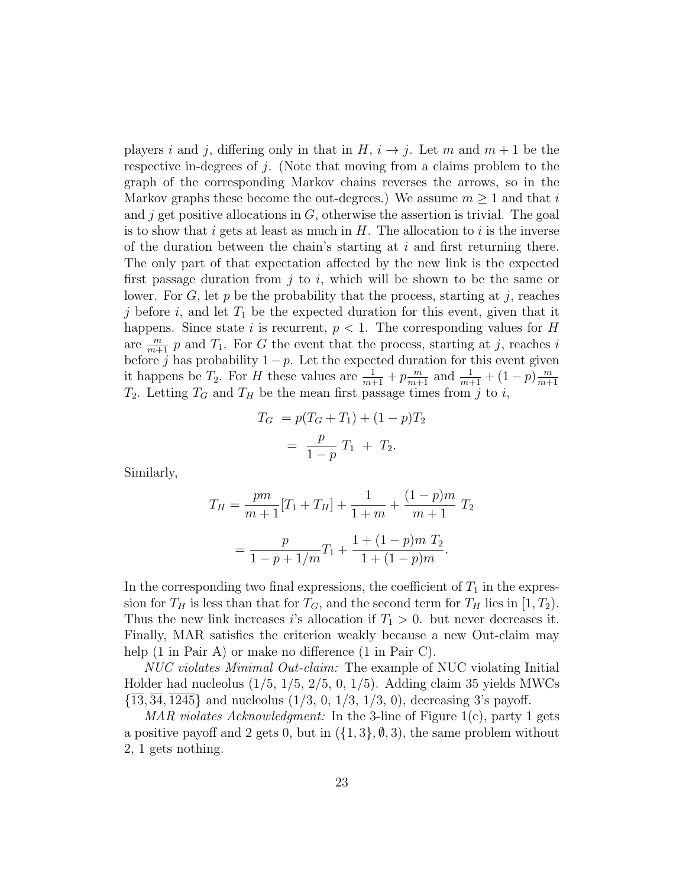players $i$ and $j$, differing only in that in $H$, $i \to j$. Let $m$ and $m+1$ be the respective in-degrees of $j$. (Note that moving from a claims problem to the graph of the corresponding Markov chains reverses the arrows, so in the Markov graphs these become the out-degrees.) We assume $m \geq 1$ and that $i$ and $j$ get positive allocations in $G$, otherwise the assertion is trivial. The goal is to show that $i$ gets at least as much in $H$. The allocation to $i$ is the inverse of the duration between the chain's starting at $i$ and first returning there. The only part of that expectation affected by the new link is the expected first passage duration from $j$ to $i$, which will be shown to be the same or lower. For $G$, let $p$ be the probability that the process, starting at $j$, reaches $j$ before $i$, and let $T_1$ be the expected duration for this event, given that it happens. Since state $i$ is recurrent, $p < 1$. The corresponding values for $H$ are $\frac{m}{m+1}\, p$ and $T_1$. For $G$ the event that the process, starting at $j$, reaches $i$ before $j$ has probability $1-p$. Let the expected duration for this event given it happens be $T_2$. For $H$ these values are $\frac{1}{m+1} + p\frac{m}{m+1}$ and $\frac{1}{m+1} + (1-p)\frac{m}{m+1}$ $T_2$. Letting $T_G$ and $T_H$ be the mean first passage times from $j$ to $i$,

$$
\begin{aligned}
T_G &= p(T_G + T_1) + (1-p)T_2 \\
&= \frac{p}{1-p}\, T_1 \; + \; T_2.
\end{aligned}
$$

Similarly,

$$
\begin{aligned}
T_H &= \frac{pm}{m+1}[T_1 + T_H] + \frac{1}{1+m} + \frac{(1-p)m}{m+1}\; T_2 \\
&= \frac{p}{1-p+1/m} T_1 + \frac{1 + (1-p)m\; T_2}{1 + (1-p)m}.
\end{aligned}
$$

In the corresponding two final expressions, the coefficient of $T_1$ in the expression for $T_H$ is less than that for $T_G$, and the second term for $T_H$ lies in $[1, T_2)$. Thus the new link increases $i$'s allocation if $T_1 > 0$. but never decreases it. Finally, MAR satisfies the criterion weakly because a new Out-claim may help (1 in Pair A) or make no difference (1 in Pair C).

*NUC violates Minimal Out-claim:* The example of NUC violating Initial Holder had nucleolus (1/5, 1/5, 2/5, 0, 1/5). Adding claim 35 yields MWCs $\{\overline{13}, \overline{34}, \overline{1245}\}$ and nucleolus (1/3, 0, 1/3, 1/3, 0), decreasing 3's payoff.

*MAR violates Acknowledgment:* In the 3-line of Figure 1(c), party 1 gets a positive payoff and 2 gets 0, but in $(\{1,3\}, \emptyset, 3)$, the same problem without 2, 1 gets nothing.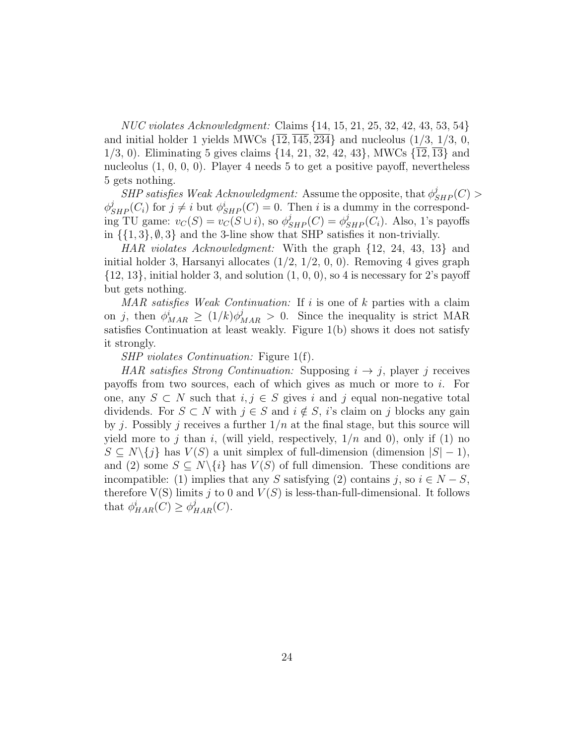*NUC violates Acknowledgment:* Claims {14, 15, 21, 25, 32, 42, 43, 53, 54} and initial holder 1 yields MWCs $\{\overline{12}, \overline{145}, \overline{234}\}$ and nucleolus (1/3, 1/3, 0, 1/3, 0). Eliminating 5 gives claims {14, 21, 32, 42, 43}, MWCs $\{\overline{12}, \overline{13}\}$ and nucleolus (1, 0, 0, 0). Player 4 needs 5 to get a positive payoff, nevertheless 5 gets nothing.

*SHP satisfies Weak Acknowledgment:* Assume the opposite, that $\phi^j_{SHP}(C) > \phi^j_{SHP}(C_i)$ for $j \neq i$ but $\phi^i_{SHP}(C) = 0$. Then $i$ is a dummy in the corresponding TU game: $v_C(S) = v_C(S \cup i)$, so $\phi^j_{SHP}(C) = \phi^j_{SHP}(C_i)$. Also, 1's payoffs in $\{\{1,3\}, \emptyset, 3\}$ and the 3-line show that SHP satisfies it non-trivially.

*HAR violates Acknowledgment:* With the graph {12, 24, 43, 13} and initial holder 3, Harsanyi allocates (1/2, 1/2, 0, 0). Removing 4 gives graph {12, 13}, initial holder 3, and solution (1, 0, 0), so 4 is necessary for 2's payoff but gets nothing.

*MAR satisfies Weak Continuation:* If $i$ is one of $k$ parties with a claim on $j$, then $\phi^i_{MAR} \geq (1/k)\phi^j_{MAR} > 0$. Since the inequality is strict MAR satisfies Continuation at least weakly. Figure 1(b) shows it does not satisfy it strongly.

*SHP violates Continuation:* Figure 1(f).

*HAR satisfies Strong Continuation:* Supposing $i \to j$, player $j$ receives payoffs from two sources, each of which gives as much or more to $i$. For one, any $S \subset N$ such that $i, j \in S$ gives $i$ and $j$ equal non-negative total dividends. For $S \subset N$ with $j \in S$ and $i \notin S$, $i$'s claim on $j$ blocks any gain by $j$. Possibly $j$ receives a further $1/n$ at the final stage, but this source will yield more to $j$ than $i$, (will yield, respectively, $1/n$ and 0), only if (1) no $S \subseteq N \backslash \{j\}$ has $V(S)$ a unit simplex of full-dimension (dimension $|S| - 1$), and (2) some $S \subseteq N \backslash \{i\}$ has $V(S)$ of full dimension. These conditions are incompatible: (1) implies that any $S$ satisfying (2) contains $j$, so $i \in N - S$, therefore V(S) limits $j$ to 0 and $V(S)$ is less-than-full-dimensional. It follows that $\phi^i_{HAR}(C) \geq \phi^j_{HAR}(C)$.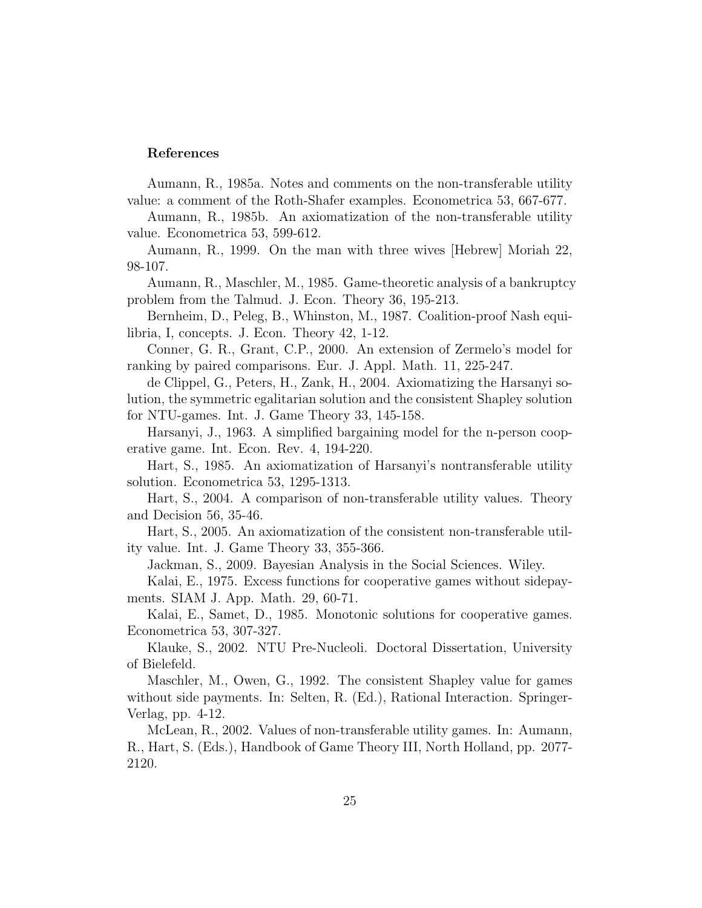## References

Aumann, R., 1985a. Notes and comments on the non-transferable utility value: a comment of the Roth-Shafer examples. Econometrica 53, 667-677.

Aumann, R., 1985b. An axiomatization of the non-transferable utility value. Econometrica 53, 599-612.

Aumann, R., 1999. On the man with three wives [Hebrew] Moriah 22, 98-107.

Aumann, R., Maschler, M., 1985. Game-theoretic analysis of a bankruptcy problem from the Talmud. J. Econ. Theory 36, 195-213.

Bernheim, D., Peleg, B., Whinston, M., 1987. Coalition-proof Nash equilibria, I, concepts. J. Econ. Theory 42, 1-12.

Conner, G. R., Grant, C.P., 2000. An extension of Zermelo's model for ranking by paired comparisons. Eur. J. Appl. Math. 11, 225-247.

de Clippel, G., Peters, H., Zank, H., 2004. Axiomatizing the Harsanyi solution, the symmetric egalitarian solution and the consistent Shapley solution for NTU-games. Int. J. Game Theory 33, 145-158.

Harsanyi, J., 1963. A simplified bargaining model for the n-person cooperative game. Int. Econ. Rev. 4, 194-220.

Hart, S., 1985. An axiomatization of Harsanyi's nontransferable utility solution. Econometrica 53, 1295-1313.

Hart, S., 2004. A comparison of non-transferable utility values. Theory and Decision 56, 35-46.

Hart, S., 2005. An axiomatization of the consistent non-transferable utility value. Int. J. Game Theory 33, 355-366.

Jackman, S., 2009. Bayesian Analysis in the Social Sciences. Wiley.

Kalai, E., 1975. Excess functions for cooperative games without sidepayments. SIAM J. App. Math. 29, 60-71.

Kalai, E., Samet, D., 1985. Monotonic solutions for cooperative games. Econometrica 53, 307-327.

Klauke, S., 2002. NTU Pre-Nucleoli. Doctoral Dissertation, University of Bielefeld.

Maschler, M., Owen, G., 1992. The consistent Shapley value for games without side payments. In: Selten, R. (Ed.), Rational Interaction. Springer-Verlag, pp. 4-12.

McLean, R., 2002. Values of non-transferable utility games. In: Aumann, R., Hart, S. (Eds.), Handbook of Game Theory III, North Holland, pp. 2077-2120.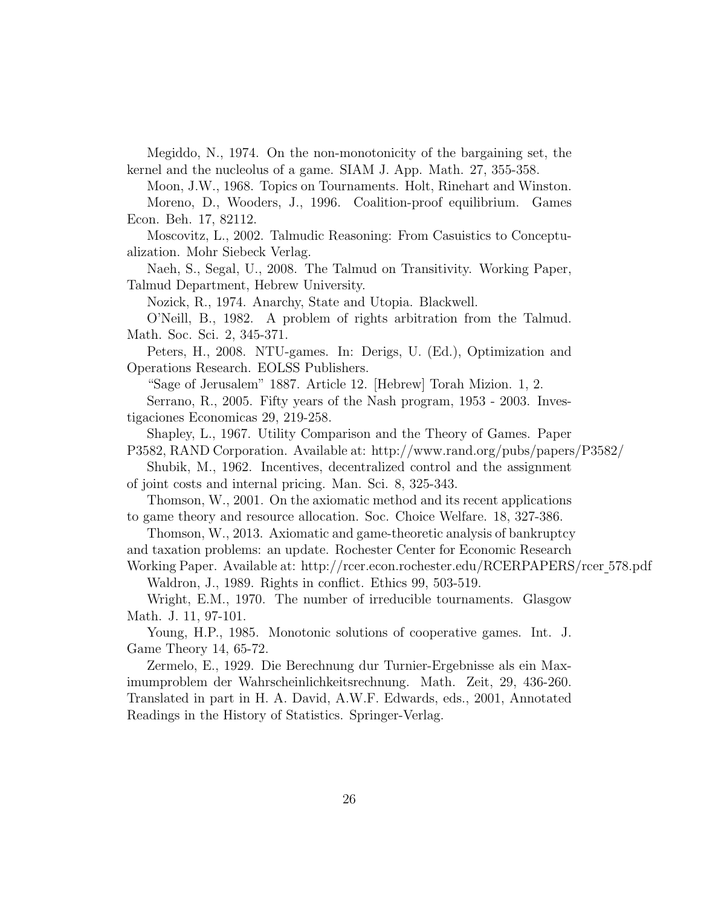Megiddo, N., 1974. On the non-monotonicity of the bargaining set, the kernel and the nucleolus of a game. SIAM J. App. Math. 27, 355-358.

Moon, J.W., 1968. Topics on Tournaments. Holt, Rinehart and Winston.

Moreno, D., Wooders, J., 1996. Coalition-proof equilibrium. Games Econ. Beh. 17, 82112.

Moscovitz, L., 2002. Talmudic Reasoning: From Casuistics to Conceptualization. Mohr Siebeck Verlag.

Naeh, S., Segal, U., 2008. The Talmud on Transitivity. Working Paper, Talmud Department, Hebrew University.

Nozick, R., 1974. Anarchy, State and Utopia. Blackwell.

O'Neill, B., 1982. A problem of rights arbitration from the Talmud. Math. Soc. Sci. 2, 345-371.

Peters, H., 2008. NTU-games. In: Derigs, U. (Ed.), Optimization and Operations Research. EOLSS Publishers.

"Sage of Jerusalem" 1887. Article 12. [Hebrew] Torah Mizion. 1, 2.

Serrano, R., 2005. Fifty years of the Nash program, 1953 - 2003. Investigaciones Economicas 29, 219-258.

Shapley, L., 1967. Utility Comparison and the Theory of Games. Paper P3582, RAND Corporation. Available at: http://www.rand.org/pubs/papers/P3582/

Shubik, M., 1962. Incentives, decentralized control and the assignment of joint costs and internal pricing. Man. Sci. 8, 325-343.

Thomson, W., 2001. On the axiomatic method and its recent applications to game theory and resource allocation. Soc. Choice Welfare. 18, 327-386.

Thomson, W., 2013. Axiomatic and game-theoretic analysis of bankruptcy and taxation problems: an update. Rochester Center for Economic Research Working Paper. Available at: http://rcer.econ.rochester.edu/RCERPAPERS/rcer_578.pdf

Waldron, J., 1989. Rights in conflict. Ethics 99, 503-519.

Wright, E.M., 1970. The number of irreducible tournaments. Glasgow Math. J. 11, 97-101.

Young, H.P., 1985. Monotonic solutions of cooperative games. Int. J. Game Theory 14, 65-72.

Zermelo, E., 1929. Die Berechnung dur Turnier-Ergebnisse als ein Maximumproblem der Wahrscheinlichkeitsrechnung. Math. Zeit, 29, 436-260. Translated in part in H. A. David, A.W.F. Edwards, eds., 2001, Annotated Readings in the History of Statistics. Springer-Verlag.